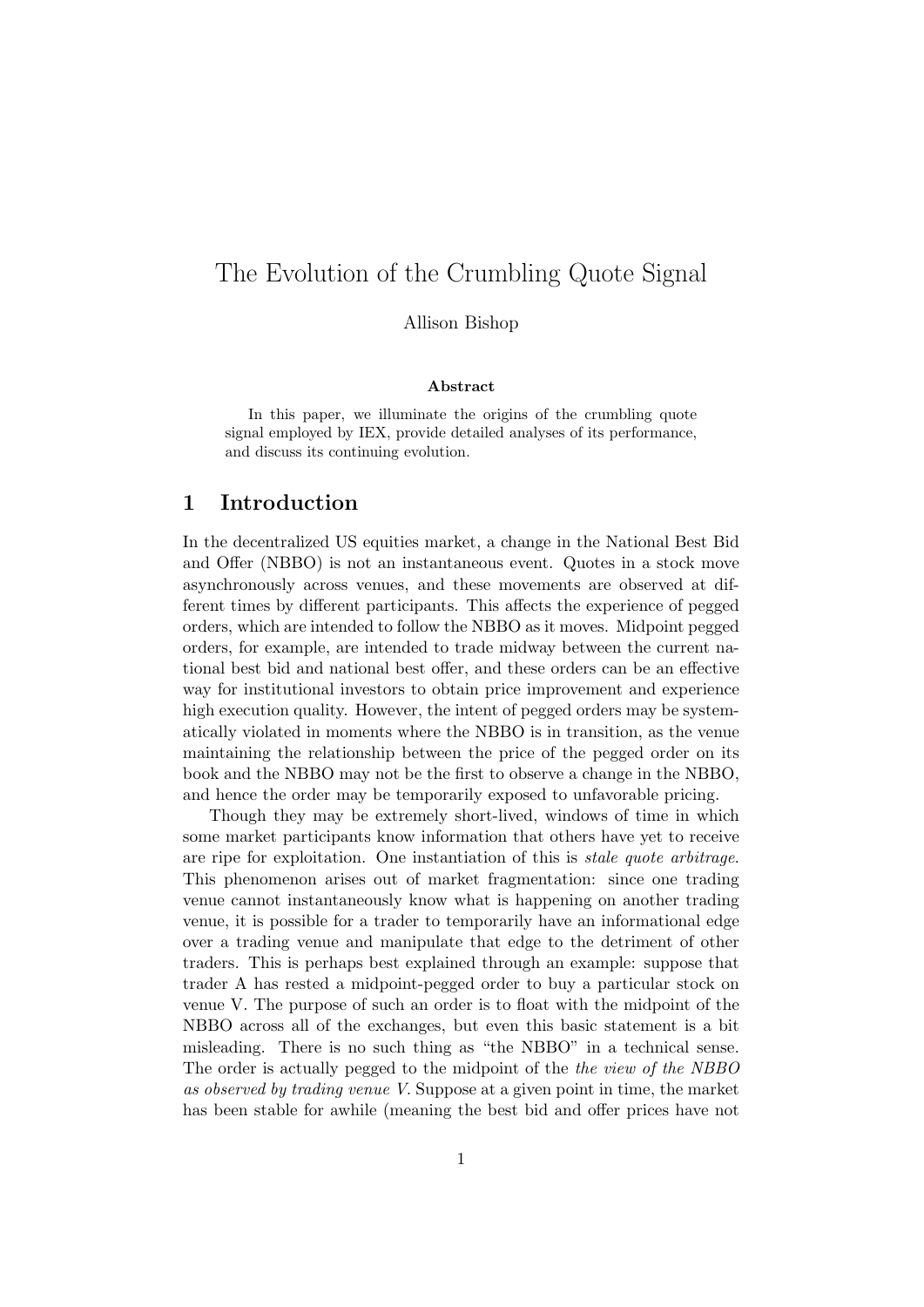# The Evolution of the Crumbling Quote Signal

Allison Bishop

**Abstract**

In this paper, we illuminate the origins of the crumbling quote signal employed by IEX, provide detailed analyses of its performance, and discuss its continuing evolution.

## 1 Introduction

In the decentralized US equities market, a change in the National Best Bid and Offer (NBBO) is not an instantaneous event. Quotes in a stock move asynchronously across venues, and these movements are observed at different times by different participants. This affects the experience of pegged orders, which are intended to follow the NBBO as it moves. Midpoint pegged orders, for example, are intended to trade midway between the current national best bid and national best offer, and these orders can be an effective way for institutional investors to obtain price improvement and experience high execution quality. However, the intent of pegged orders may be systematically violated in moments where the NBBO is in transition, as the venue maintaining the relationship between the price of the pegged order on its book and the NBBO may not be the first to observe a change in the NBBO, and hence the order may be temporarily exposed to unfavorable pricing.

Though they may be extremely short-lived, windows of time in which some market participants know information that others have yet to receive are ripe for exploitation. One instantiation of this is *stale quote arbitrage*. This phenomenon arises out of market fragmentation: since one trading venue cannot instantaneously know what is happening on another trading venue, it is possible for a trader to temporarily have an informational edge over a trading venue and manipulate that edge to the detriment of other traders. This is perhaps best explained through an example: suppose that trader A has rested a midpoint-pegged order to buy a particular stock on venue V. The purpose of such an order is to float with the midpoint of the NBBO across all of the exchanges, but even this basic statement is a bit misleading. There is no such thing as "the NBBO" in a technical sense. The order is actually pegged to the midpoint of the *the view of the NBBO as observed by trading venue V.* Suppose at a given point in time, the market has been stable for awhile (meaning the best bid and offer prices have not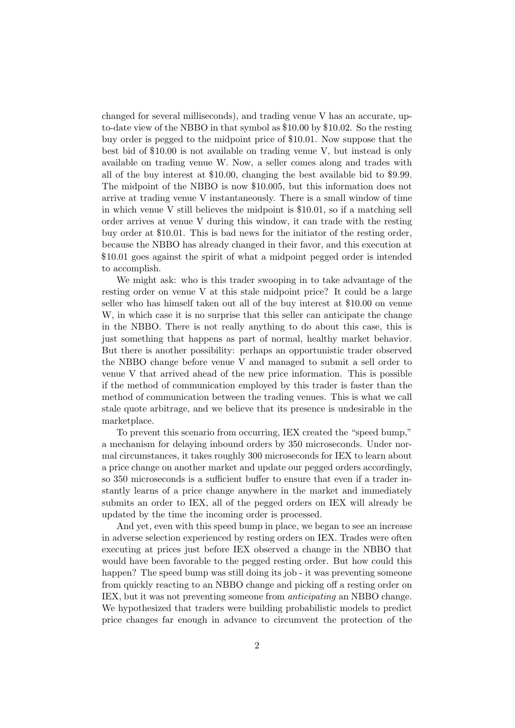changed for several milliseconds), and trading venue V has an accurate, up-to-date view of the NBBO in that symbol as \$10.00 by \$10.02. So the resting buy order is pegged to the midpoint price of \$10.01. Now suppose that the best bid of \$10.00 is not available on trading venue V, but instead is only available on trading venue W. Now, a seller comes along and trades with all of the buy interest at \$10.00, changing the best available bid to \$9.99. The midpoint of the NBBO is now \$10.005, but this information does not arrive at trading venue V instantaneously. There is a small window of time in which venue V still believes the midpoint is \$10.01, so if a matching sell order arrives at venue V during this window, it can trade with the resting buy order at \$10.01. This is bad news for the initiator of the resting order, because the NBBO has already changed in their favor, and this execution at \$10.01 goes against the spirit of what a midpoint pegged order is intended to accomplish.

We might ask: who is this trader swooping in to take advantage of the resting order on venue V at this stale midpoint price? It could be a large seller who has himself taken out all of the buy interest at \$10.00 on venue W, in which case it is no surprise that this seller can anticipate the change in the NBBO. There is not really anything to do about this case, this is just something that happens as part of normal, healthy market behavior. But there is another possibility: perhaps an opportunistic trader observed the NBBO change before venue V and managed to submit a sell order to venue V that arrived ahead of the new price information. This is possible if the method of communication employed by this trader is faster than the method of communication between the trading venues. This is what we call stale quote arbitrage, and we believe that its presence is undesirable in the marketplace.

To prevent this scenario from occurring, IEX created the "speed bump," a mechanism for delaying inbound orders by 350 microseconds. Under normal circumstances, it takes roughly 300 microseconds for IEX to learn about a price change on another market and update our pegged orders accordingly, so 350 microseconds is a sufficient buffer to ensure that even if a trader instantly learns of a price change anywhere in the market and immediately submits an order to IEX, all of the pegged orders on IEX will already be updated by the time the incoming order is processed.

And yet, even with this speed bump in place, we began to see an increase in adverse selection experienced by resting orders on IEX. Trades were often executing at prices just before IEX observed a change in the NBBO that would have been favorable to the pegged resting order. But how could this happen? The speed bump was still doing its job - it was preventing someone from quickly reacting to an NBBO change and picking off a resting order on IEX, but it was not preventing someone from *anticipating* an NBBO change. We hypothesized that traders were building probabilistic models to predict price changes far enough in advance to circumvent the protection of the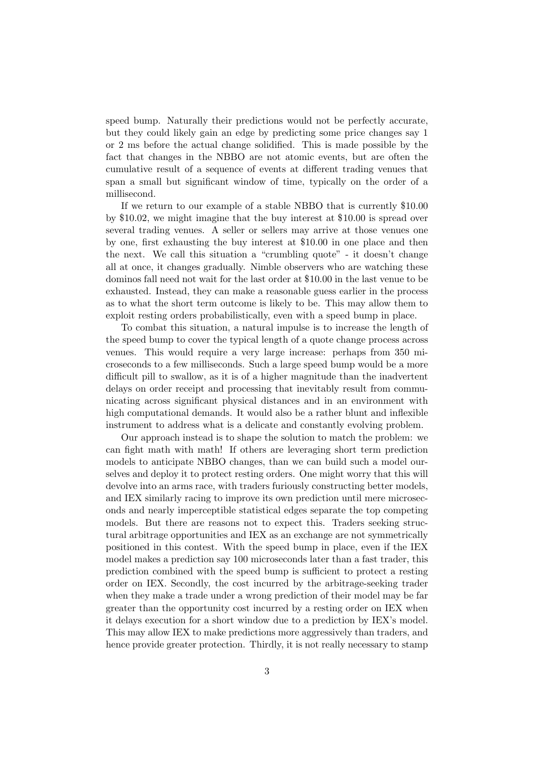speed bump. Naturally their predictions would not be perfectly accurate, but they could likely gain an edge by predicting some price changes say 1 or 2 ms before the actual change solidified. This is made possible by the fact that changes in the NBBO are not atomic events, but are often the cumulative result of a sequence of events at different trading venues that span a small but significant window of time, typically on the order of a millisecond.

If we return to our example of a stable NBBO that is currently \$10.00 by \$10.02, we might imagine that the buy interest at \$10.00 is spread over several trading venues. A seller or sellers may arrive at those venues one by one, first exhausting the buy interest at \$10.00 in one place and then the next. We call this situation a "crumbling quote" - it doesn't change all at once, it changes gradually. Nimble observers who are watching these dominos fall need not wait for the last order at \$10.00 in the last venue to be exhausted. Instead, they can make a reasonable guess earlier in the process as to what the short term outcome is likely to be. This may allow them to exploit resting orders probabilistically, even with a speed bump in place.

To combat this situation, a natural impulse is to increase the length of the speed bump to cover the typical length of a quote change process across venues. This would require a very large increase: perhaps from 350 microseconds to a few milliseconds. Such a large speed bump would be a more difficult pill to swallow, as it is of a higher magnitude than the inadvertent delays on order receipt and processing that inevitably result from communicating across significant physical distances and in an environment with high computational demands. It would also be a rather blunt and inflexible instrument to address what is a delicate and constantly evolving problem.

Our approach instead is to shape the solution to match the problem: we can fight math with math! If others are leveraging short term prediction models to anticipate NBBO changes, than we can build such a model ourselves and deploy it to protect resting orders. One might worry that this will devolve into an arms race, with traders furiously constructing better models, and IEX similarly racing to improve its own prediction until mere microseconds and nearly imperceptible statistical edges separate the top competing models. But there are reasons not to expect this. Traders seeking structural arbitrage opportunities and IEX as an exchange are not symmetrically positioned in this contest. With the speed bump in place, even if the IEX model makes a prediction say 100 microseconds later than a fast trader, this prediction combined with the speed bump is sufficient to protect a resting order on IEX. Secondly, the cost incurred by the arbitrage-seeking trader when they make a trade under a wrong prediction of their model may be far greater than the opportunity cost incurred by a resting order on IEX when it delays execution for a short window due to a prediction by IEX's model. This may allow IEX to make predictions more aggressively than traders, and hence provide greater protection. Thirdly, it is not really necessary to stamp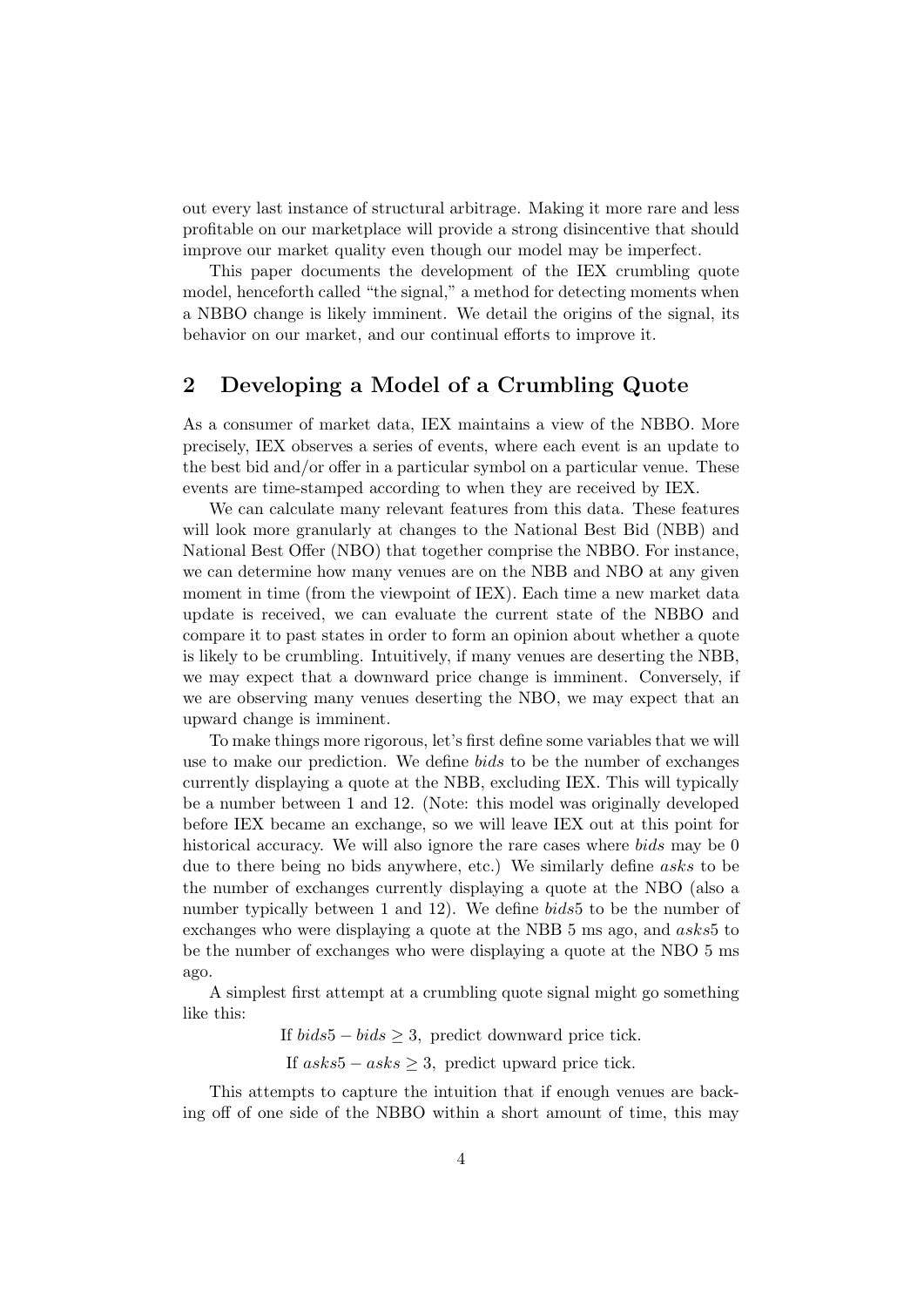out every last instance of structural arbitrage. Making it more rare and less profitable on our marketplace will provide a strong disincentive that should improve our market quality even though our model may be imperfect.

This paper documents the development of the IEX crumbling quote model, henceforth called "the signal," a method for detecting moments when a NBBO change is likely imminent. We detail the origins of the signal, its behavior on our market, and our continual efforts to improve it.

## 2 Developing a Model of a Crumbling Quote

As a consumer of market data, IEX maintains a view of the NBBO. More precisely, IEX observes a series of events, where each event is an update to the best bid and/or offer in a particular symbol on a particular venue. These events are time-stamped according to when they are received by IEX.

We can calculate many relevant features from this data. These features will look more granularly at changes to the National Best Bid (NBB) and National Best Offer (NBO) that together comprise the NBBO. For instance, we can determine how many venues are on the NBB and NBO at any given moment in time (from the viewpoint of IEX). Each time a new market data update is received, we can evaluate the current state of the NBBO and compare it to past states in order to form an opinion about whether a quote is likely to be crumbling. Intuitively, if many venues are deserting the NBB, we may expect that a downward price change is imminent. Conversely, if we are observing many venues deserting the NBO, we may expect that an upward change is imminent.

To make things more rigorous, let's first define some variables that we will use to make our prediction. We define *bids* to be the number of exchanges currently displaying a quote at the NBB, excluding IEX. This will typically be a number between 1 and 12. (Note: this model was originally developed before IEX became an exchange, so we will leave IEX out at this point for historical accuracy. We will also ignore the rare cases where *bids* may be 0 due to there being no bids anywhere, etc.) We similarly define *asks* to be the number of exchanges currently displaying a quote at the NBO (also a number typically between 1 and 12). We define $bids5$ to be the number of exchanges who were displaying a quote at the NBB 5 ms ago, and $asks5$ to be the number of exchanges who were displaying a quote at the NBO 5 ms ago.

A simplest first attempt at a crumbling quote signal might go something like this:

$$\text{If } bids5 - bids \geq 3, \text{ predict downward price tick.}$$

$$\text{If } asks5 - asks \geq 3, \text{ predict upward price tick.}$$

This attempts to capture the intuition that if enough venues are backing off of one side of the NBBO within a short amount of time, this may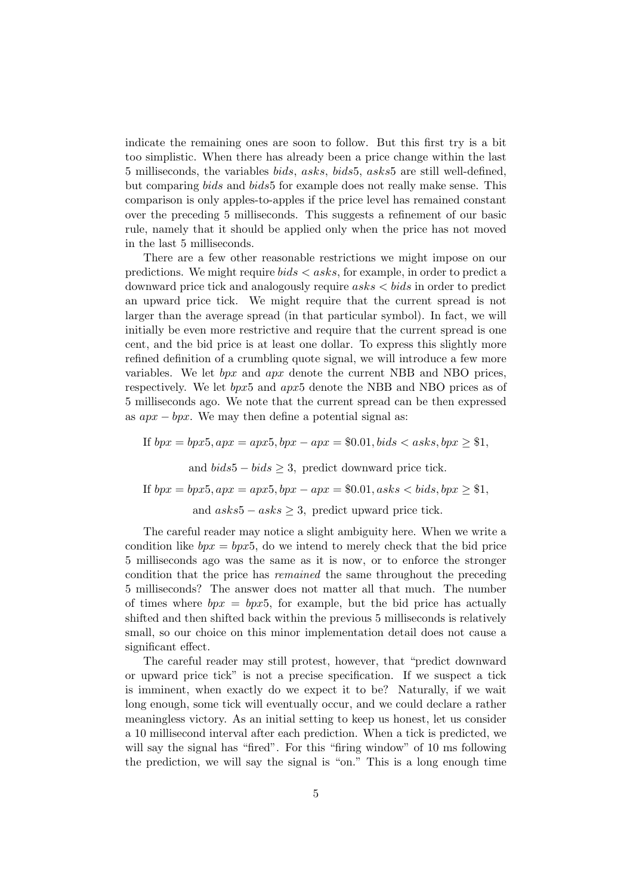indicate the remaining ones are soon to follow. But this first try is a bit too simplistic. When there has already been a price change within the last 5 milliseconds, the variables *bids*, *asks*, *bids*5, *asks*5 are still well-defined, but comparing *bids* and *bids*5 for example does not really make sense. This comparison is only apples-to-apples if the price level has remained constant over the preceding 5 milliseconds. This suggests a refinement of our basic rule, namely that it should be applied only when the price has not moved in the last 5 milliseconds.

There are a few other reasonable restrictions we might impose on our predictions. We might require $bids < asks$, for example, in order to predict a downward price tick and analogously require $asks < bids$ in order to predict an upward price tick. We might require that the current spread is not larger than the average spread (in that particular symbol). In fact, we will initially be even more restrictive and require that the current spread is one cent, and the bid price is at least one dollar. To express this slightly more refined definition of a crumbling quote signal, we will introduce a few more variables. We let $bpx$ and $apx$ denote the current NBB and NBO prices, respectively. We let $bpx5$ and $apx5$ denote the NBB and NBO prices as of 5 milliseconds ago. We note that the current spread can be then expressed as $apx - bpx$. We may then define a potential signal as:

$$\text{If } bpx = bpx5, apx = apx5, bpx - apx = \$0.01, bids < asks, bpx \geq \$1,$$

$$\text{and } bids5 - bids \geq 3, \text{ predict downward price tick.}$$

$$\text{If } bpx = bpx5, apx = apx5, bpx - apx = \$0.01, asks < bids, bpx \geq \$1,$$

$$\text{and } asks5 - asks \geq 3, \text{ predict upward price tick.}$$

The careful reader may notice a slight ambiguity here. When we write a condition like $bpx = bpx5$, do we intend to merely check that the bid price 5 milliseconds ago was the same as it is now, or to enforce the stronger condition that the price has *remained* the same throughout the preceding 5 milliseconds? The answer does not matter all that much. The number of times where $bpx = bpx5$, for example, but the bid price has actually shifted and then shifted back within the previous 5 milliseconds is relatively small, so our choice on this minor implementation detail does not cause a significant effect.

The careful reader may still protest, however, that "predict downward or upward price tick" is not a precise specification. If we suspect a tick is imminent, when exactly do we expect it to be? Naturally, if we wait long enough, some tick will eventually occur, and we could declare a rather meaningless victory. As an initial setting to keep us honest, let us consider a 10 millisecond interval after each prediction. When a tick is predicted, we will say the signal has "fired". For this "firing window" of 10 ms following the prediction, we will say the signal is "on." This is a long enough time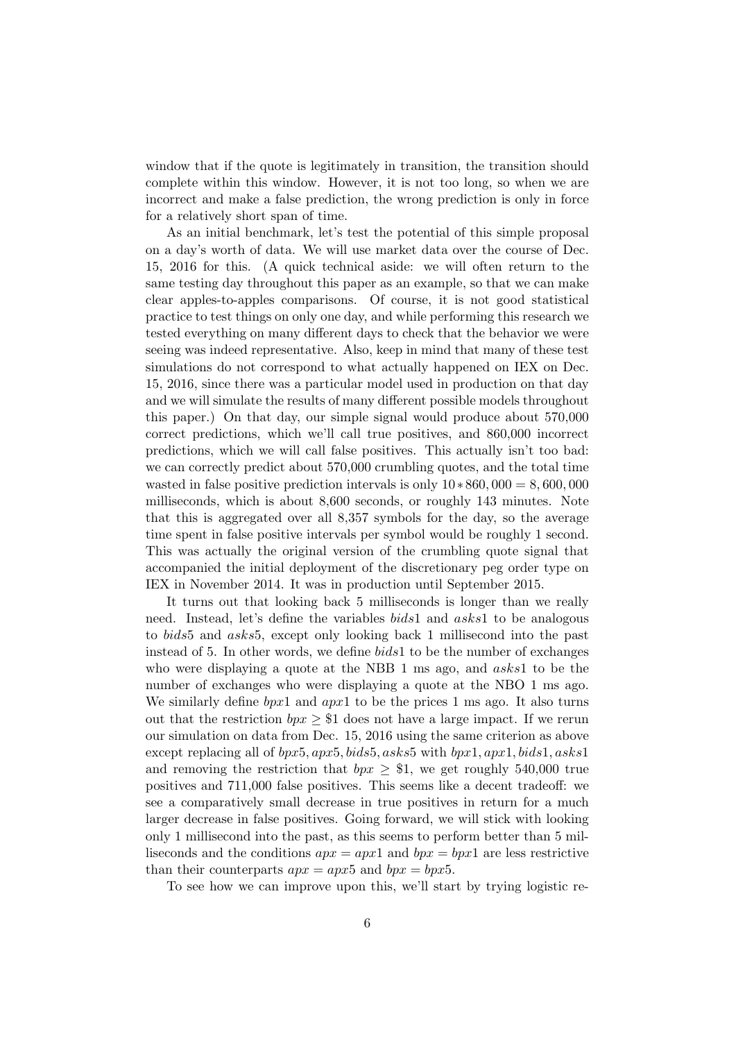window that if the quote is legitimately in transition, the transition should complete within this window. However, it is not too long, so when we are incorrect and make a false prediction, the wrong prediction is only in force for a relatively short span of time.

As an initial benchmark, let's test the potential of this simple proposal on a day's worth of data. We will use market data over the course of Dec. 15, 2016 for this. (A quick technical aside: we will often return to the same testing day throughout this paper as an example, so that we can make clear apples-to-apples comparisons. Of course, it is not good statistical practice to test things on only one day, and while performing this research we tested everything on many different days to check that the behavior we were seeing was indeed representative. Also, keep in mind that many of these test simulations do not correspond to what actually happened on IEX on Dec. 15, 2016, since there was a particular model used in production on that day and we will simulate the results of many different possible models throughout this paper.) On that day, our simple signal would produce about 570,000 correct predictions, which we'll call true positives, and 860,000 incorrect predictions, which we will call false positives. This actually isn't too bad: we can correctly predict about 570,000 crumbling quotes, and the total time wasted in false positive prediction intervals is only $10 * 860,000 = 8,600,000$ milliseconds, which is about 8,600 seconds, or roughly 143 minutes. Note that this is aggregated over all 8,357 symbols for the day, so the average time spent in false positive intervals per symbol would be roughly 1 second. This was actually the original version of the crumbling quote signal that accompanied the initial deployment of the discretionary peg order type on IEX in November 2014. It was in production until September 2015.

It turns out that looking back 5 milliseconds is longer than we really need. Instead, let's define the variables $bids1$ and $asks1$ to be analogous to $bids5$ and $asks5$, except only looking back 1 millisecond into the past instead of 5. In other words, we define $bids1$ to be the number of exchanges who were displaying a quote at the NBB 1 ms ago, and $asks1$ to be the number of exchanges who were displaying a quote at the NBO 1 ms ago. We similarly define $bpx1$ and $apx1$ to be the prices 1 ms ago. It also turns out that the restriction $bpx \geq \$1$ does not have a large impact. If we rerun our simulation on data from Dec. 15, 2016 using the same criterion as above except replacing all of $bpx5, apx5, bids5, asks5$ with $bpx1, apx1, bids1, asks1$ and removing the restriction that $bpx \geq \$1$, we get roughly 540,000 true positives and 711,000 false positives. This seems like a decent tradeoff: we see a comparatively small decrease in true positives in return for a much larger decrease in false positives. Going forward, we will stick with looking only 1 millisecond into the past, as this seems to perform better than 5 milliseconds and the conditions $apx = apx1$ and $bpx = bpx1$ are less restrictive than their counterparts $apx = apx5$ and $bpx = bpx5$.

To see how we can improve upon this, we'll start by trying logistic re-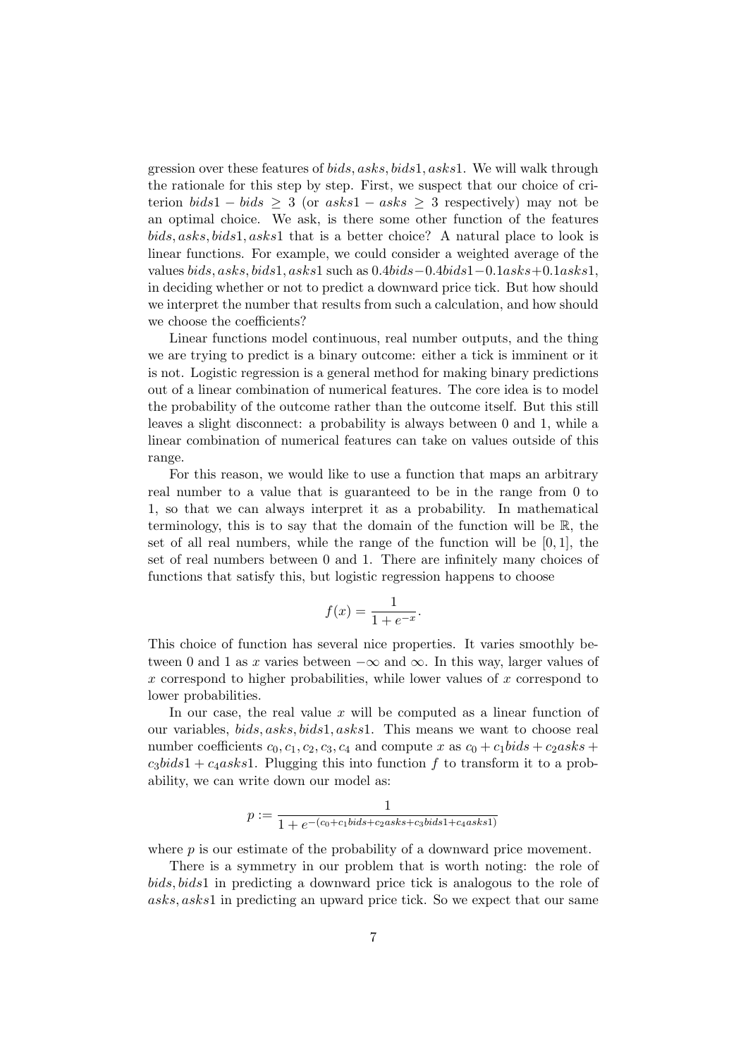gression over these features of $bids, asks, bids1, asks1$. We will walk through the rationale for this step by step. First, we suspect that our choice of criterion $bids1 - bids \geq 3$ (or $asks1 - asks \geq 3$ respectively) may not be an optimal choice. We ask, is there some other function of the features $bids, asks, bids1, asks1$ that is a better choice? A natural place to look is linear functions. For example, we could consider a weighted average of the values $bids, asks, bids1, asks1$ such as $0.4bids - 0.4bids1 - 0.1asks + 0.1asks1$, in deciding whether or not to predict a downward price tick. But how should we interpret the number that results from such a calculation, and how should we choose the coefficients?

Linear functions model continuous, real number outputs, and the thing we are trying to predict is a binary outcome: either a tick is imminent or it is not. Logistic regression is a general method for making binary predictions out of a linear combination of numerical features. The core idea is to model the probability of the outcome rather than the outcome itself. But this still leaves a slight disconnect: a probability is always between 0 and 1, while a linear combination of numerical features can take on values outside of this range.

For this reason, we would like to use a function that maps an arbitrary real number to a value that is guaranteed to be in the range from 0 to 1, so that we can always interpret it as a probability. In mathematical terminology, this is to say that the domain of the function will be $\mathbb{R}$, the set of all real numbers, while the range of the function will be $[0, 1]$, the set of real numbers between 0 and 1. There are infinitely many choices of functions that satisfy this, but logistic regression happens to choose

$$f(x) = \frac{1}{1 + e^{-x}}.$$

This choice of function has several nice properties. It varies smoothly between 0 and 1 as $x$ varies between $-\infty$ and $\infty$. In this way, larger values of $x$ correspond to higher probabilities, while lower values of $x$ correspond to lower probabilities.

In our case, the real value $x$ will be computed as a linear function of our variables, $bids, asks, bids1, asks1$. This means we want to choose real number coefficients $c_0, c_1, c_2, c_3, c_4$ and compute $x$ as $c_0 + c_1 bids + c_2 asks + c_3 bids1 + c_4 asks1$. Plugging this into function $f$ to transform it to a probability, we can write down our model as:

$$p := \frac{1}{1 + e^{-(c_0 + c_1 bids + c_2 asks + c_3 bids1 + c_4 asks1)}}$$

where $p$ is our estimate of the probability of a downward price movement.

There is a symmetry in our problem that is worth noting: the role of $bids, bids1$ in predicting a downward price tick is analogous to the role of $asks, asks1$ in predicting an upward price tick. So we expect that our same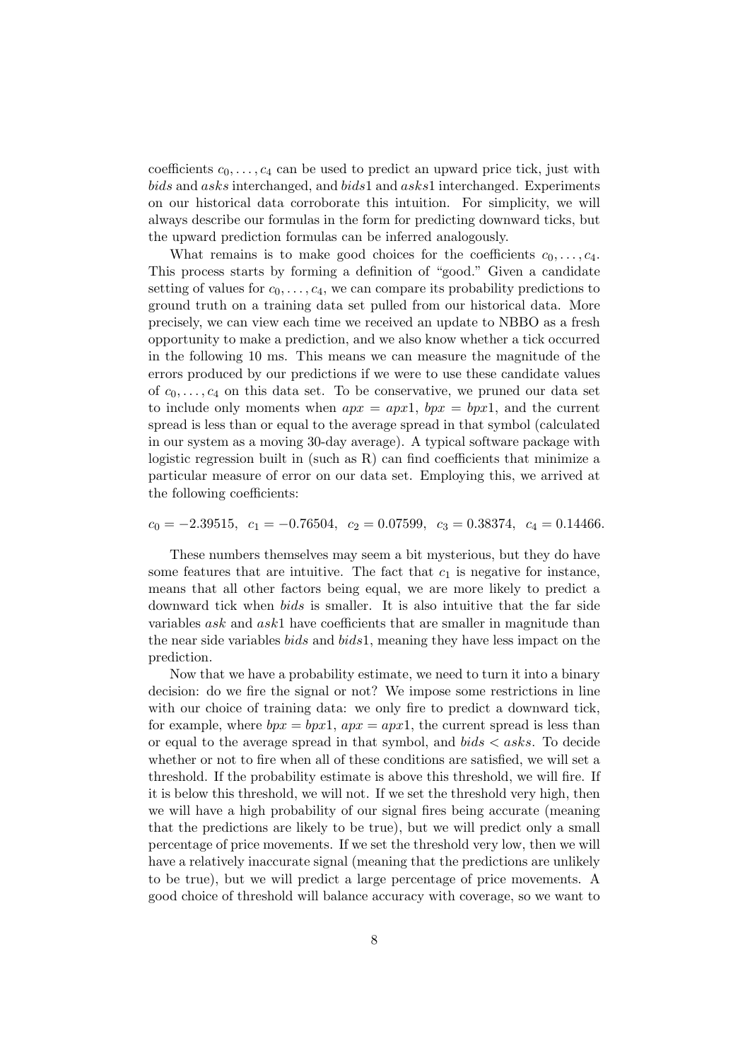coefficients $c_0, \ldots, c_4$ can be used to predict an upward price tick, just with *bids* and *asks* interchanged, and *bids*1 and *asks*1 interchanged. Experiments on our historical data corroborate this intuition. For simplicity, we will always describe our formulas in the form for predicting downward ticks, but the upward prediction formulas can be inferred analogously.

What remains is to make good choices for the coefficients $c_0, \ldots, c_4$. This process starts by forming a definition of "good." Given a candidate setting of values for $c_0, \ldots, c_4$, we can compare its probability predictions to ground truth on a training data set pulled from our historical data. More precisely, we can view each time we received an update to NBBO as a fresh opportunity to make a prediction, and we also know whether a tick occurred in the following 10 ms. This means we can measure the magnitude of the errors produced by our predictions if we were to use these candidate values of $c_0, \ldots, c_4$ on this data set. To be conservative, we pruned our data set to include only moments when $apx = apx1$, $bpx = bpx1$, and the current spread is less than or equal to the average spread in that symbol (calculated in our system as a moving 30-day average). A typical software package with logistic regression built in (such as R) can find coefficients that minimize a particular measure of error on our data set. Employing this, we arrived at the following coefficients:

$$c_0 = -2.39515, \;\; c_1 = -0.76504, \;\; c_2 = 0.07599, \;\; c_3 = 0.38374, \;\; c_4 = 0.14466.$$

These numbers themselves may seem a bit mysterious, but they do have some features that are intuitive. The fact that $c_1$ is negative for instance, means that all other factors being equal, we are more likely to predict a downward tick when *bids* is smaller. It is also intuitive that the far side variables *ask* and *ask*1 have coefficients that are smaller in magnitude than the near side variables *bids* and *bids*1, meaning they have less impact on the prediction.

Now that we have a probability estimate, we need to turn it into a binary decision: do we fire the signal or not? We impose some restrictions in line with our choice of training data: we only fire to predict a downward tick, for example, where $bpx = bpx1$, $apx = apx1$, the current spread is less than or equal to the average spread in that symbol, and $bids < asks$. To decide whether or not to fire when all of these conditions are satisfied, we will set a threshold. If the probability estimate is above this threshold, we will fire. If it is below this threshold, we will not. If we set the threshold very high, then we will have a high probability of our signal fires being accurate (meaning that the predictions are likely to be true), but we will predict only a small percentage of price movements. If we set the threshold very low, then we will have a relatively inaccurate signal (meaning that the predictions are unlikely to be true), but we will predict a large percentage of price movements. A good choice of threshold will balance accuracy with coverage, so we want to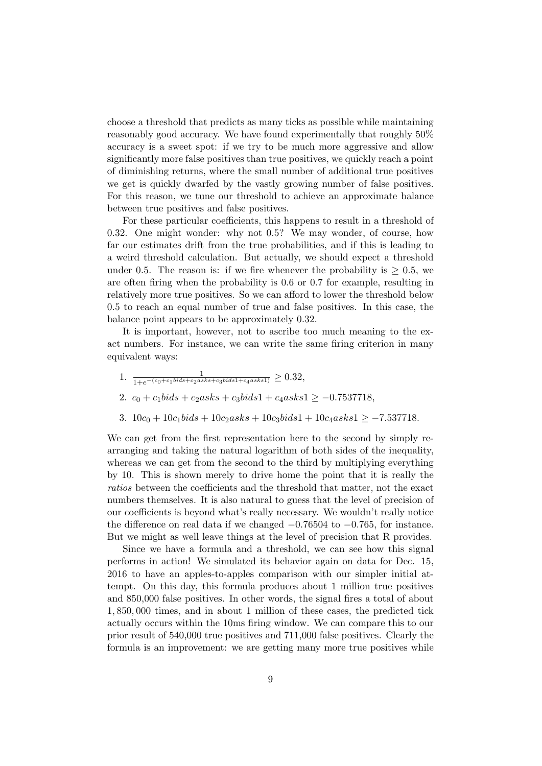choose a threshold that predicts as many ticks as possible while maintaining reasonably good accuracy. We have found experimentally that roughly 50% accuracy is a sweet spot: if we try to be much more aggressive and allow significantly more false positives than true positives, we quickly reach a point of diminishing returns, where the small number of additional true positives we get is quickly dwarfed by the vastly growing number of false positives. For this reason, we tune our threshold to achieve an approximate balance between true positives and false positives.

For these particular coefficients, this happens to result in a threshold of 0.32. One might wonder: why not 0.5? We may wonder, of course, how far our estimates drift from the true probabilities, and if this is leading to a weird threshold calculation. But actually, we should expect a threshold under 0.5. The reason is: if we fire whenever the probability is $\geq 0.5$, we are often firing when the probability is 0.6 or 0.7 for example, resulting in relatively more true positives. So we can afford to lower the threshold below 0.5 to reach an equal number of true and false positives. In this case, the balance point appears to be approximately 0.32.

It is important, however, not to ascribe too much meaning to the exact numbers. For instance, we can write the same firing criterion in many equivalent ways:

1. $\frac{1}{1+e^{-(c_0+c_1 bids+c_2 asks+c_3 bids1+c_4 asks1)}} \geq 0.32$,
2. $c_0 + c_1 bids + c_2 asks + c_3 bids1 + c_4 asks1 \geq -0.7537718$,
3. $10c_0 + 10c_1 bids + 10c_2 asks + 10c_3 bids1 + 10c_4 asks1 \geq -7.537718$.

We can get from the first representation here to the second by simply rearranging and taking the natural logarithm of both sides of the inequality, whereas we can get from the second to the third by multiplying everything by 10. This is shown merely to drive home the point that it is really the *ratios* between the coefficients and the threshold that matter, not the exact numbers themselves. It is also natural to guess that the level of precision of our coefficients is beyond what's really necessary. We wouldn't really notice the difference on real data if we changed $-0.76504$ to $-0.765$, for instance. But we might as well leave things at the level of precision that R provides.

Since we have a formula and a threshold, we can see how this signal performs in action! We simulated its behavior again on data for Dec. 15, 2016 to have an apples-to-apples comparison with our simpler initial attempt. On this day, this formula produces about 1 million true positives and 850,000 false positives. In other words, the signal fires a total of about $1,850,000$ times, and in about 1 million of these cases, the predicted tick actually occurs within the 10ms firing window. We can compare this to our prior result of 540,000 true positives and 711,000 false positives. Clearly the formula is an improvement: we are getting many more true positives while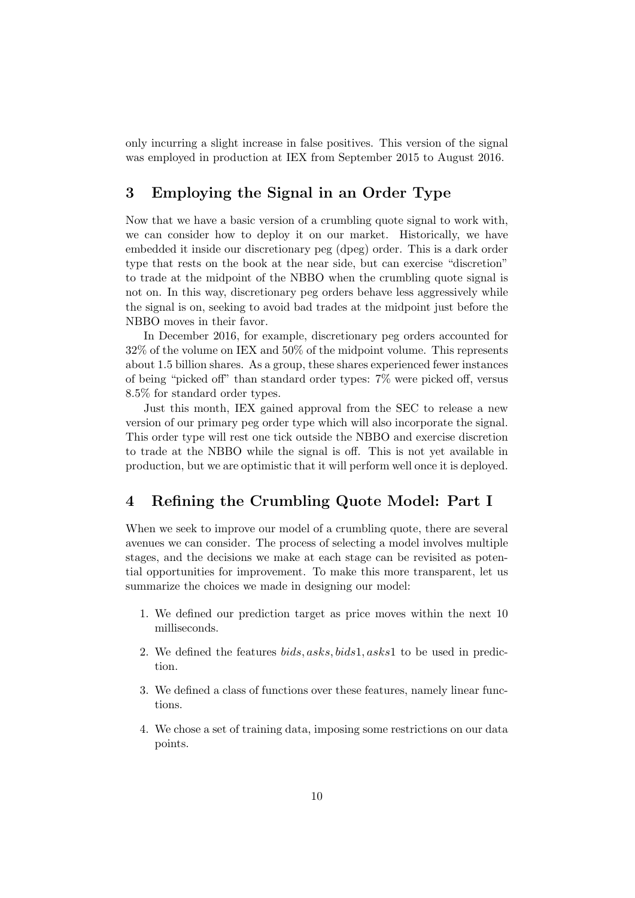only incurring a slight increase in false positives. This version of the signal was employed in production at IEX from September 2015 to August 2016.

## 3 Employing the Signal in an Order Type

Now that we have a basic version of a crumbling quote signal to work with, we can consider how to deploy it on our market. Historically, we have embedded it inside our discretionary peg (dpeg) order. This is a dark order type that rests on the book at the near side, but can exercise "discretion" to trade at the midpoint of the NBBO when the crumbling quote signal is not on. In this way, discretionary peg orders behave less aggressively while the signal is on, seeking to avoid bad trades at the midpoint just before the NBBO moves in their favor.

In December 2016, for example, discretionary peg orders accounted for 32% of the volume on IEX and 50% of the midpoint volume. This represents about 1.5 billion shares. As a group, these shares experienced fewer instances of being "picked off" than standard order types: 7% were picked off, versus 8.5% for standard order types.

Just this month, IEX gained approval from the SEC to release a new version of our primary peg order type which will also incorporate the signal. This order type will rest one tick outside the NBBO and exercise discretion to trade at the NBBO while the signal is off. This is not yet available in production, but we are optimistic that it will perform well once it is deployed.

## 4 Refining the Crumbling Quote Model: Part I

When we seek to improve our model of a crumbling quote, there are several avenues we can consider. The process of selecting a model involves multiple stages, and the decisions we make at each stage can be revisited as potential opportunities for improvement. To make this more transparent, let us summarize the choices we made in designing our model:

1. We defined our prediction target as price moves within the next 10 milliseconds.
2. We defined the features $bids, asks, bids1, asks1$ to be used in prediction.
3. We defined a class of functions over these features, namely linear functions.
4. We chose a set of training data, imposing some restrictions on our data points.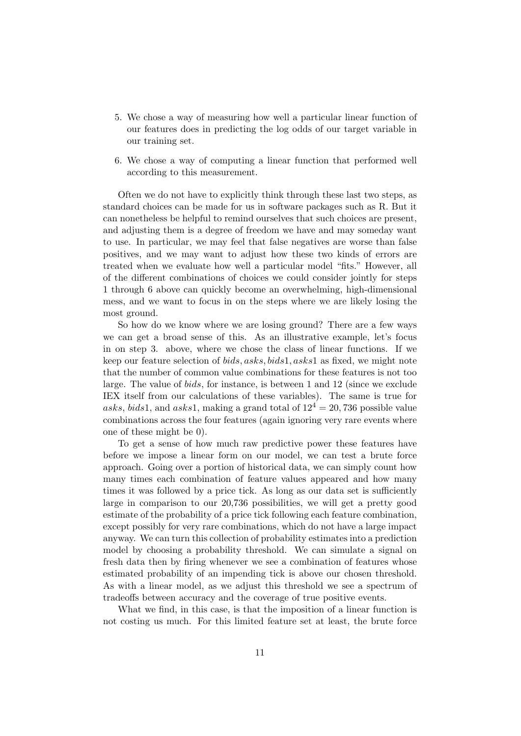5. We chose a way of measuring how well a particular linear function of our features does in predicting the log odds of our target variable in our training set.

6. We chose a way of computing a linear function that performed well according to this measurement.

Often we do not have to explicitly think through these last two steps, as standard choices can be made for us in software packages such as R. But it can nonetheless be helpful to remind ourselves that such choices are present, and adjusting them is a degree of freedom we have and may someday want to use. In particular, we may feel that false negatives are worse than false positives, and we may want to adjust how these two kinds of errors are treated when we evaluate how well a particular model "fits." However, all of the different combinations of choices we could consider jointly for steps 1 through 6 above can quickly become an overwhelming, high-dimensional mess, and we want to focus in on the steps where we are likely losing the most ground.

So how do we know where we are losing ground? There are a few ways we can get a broad sense of this. As an illustrative example, let's focus in on step 3. above, where we chose the class of linear functions. If we keep our feature selection of $bids, asks, bids1, asks1$ as fixed, we might note that the number of common value combinations for these features is not too large. The value of $bids$, for instance, is between 1 and 12 (since we exclude IEX itself from our calculations of these variables). The same is true for $asks$, $bids1$, and $asks1$, making a grand total of $12^4 = 20,736$ possible value combinations across the four features (again ignoring very rare events where one of these might be 0).

To get a sense of how much raw predictive power these features have before we impose a linear form on our model, we can test a brute force approach. Going over a portion of historical data, we can simply count how many times each combination of feature values appeared and how many times it was followed by a price tick. As long as our data set is sufficiently large in comparison to our 20,736 possibilities, we will get a pretty good estimate of the probability of a price tick following each feature combination, except possibly for very rare combinations, which do not have a large impact anyway. We can turn this collection of probability estimates into a prediction model by choosing a probability threshold. We can simulate a signal on fresh data then by firing whenever we see a combination of features whose estimated probability of an impending tick is above our chosen threshold. As with a linear model, as we adjust this threshold we see a spectrum of tradeoffs between accuracy and the coverage of true positive events.

What we find, in this case, is that the imposition of a linear function is not costing us much. For this limited feature set at least, the brute force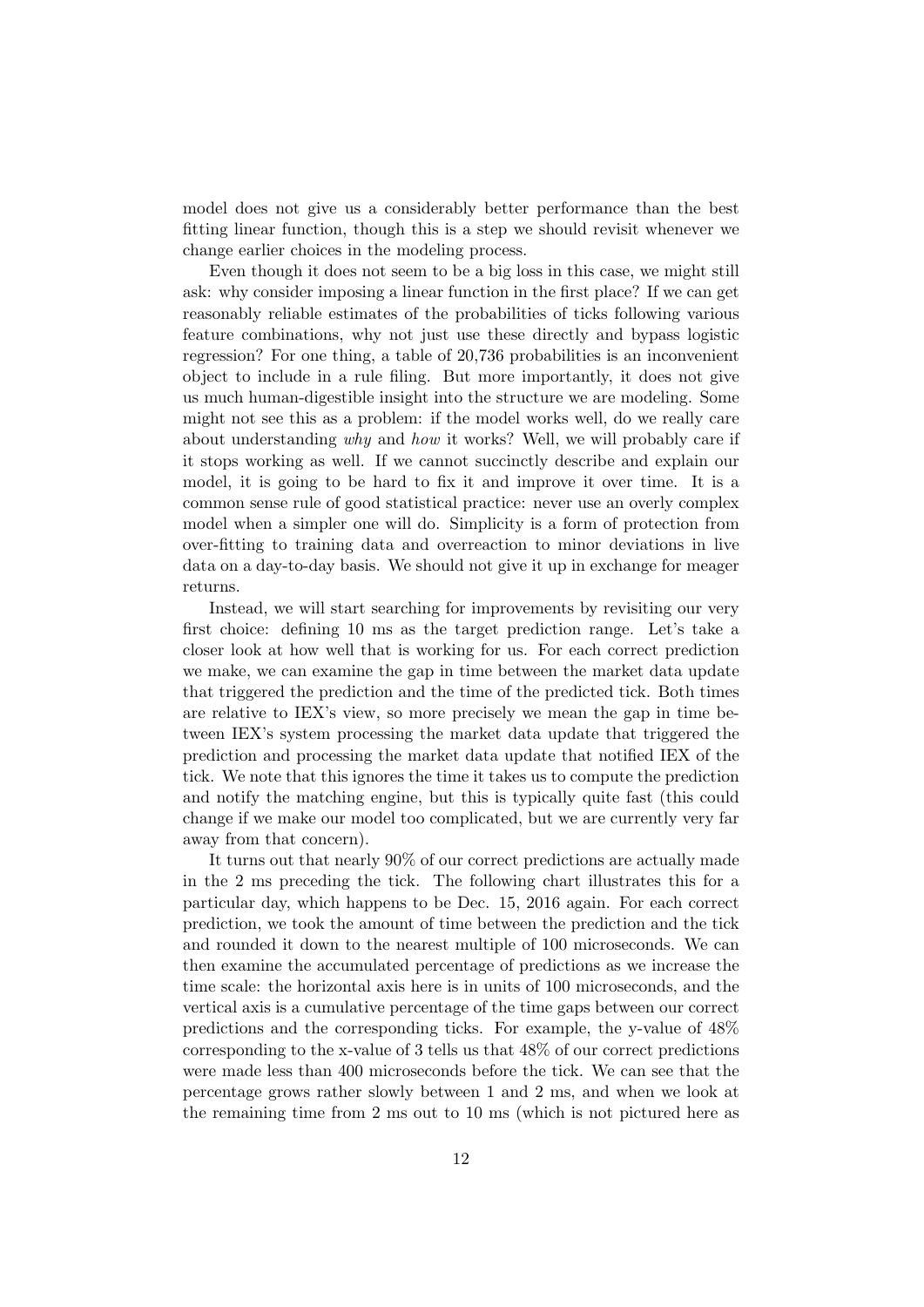model does not give us a considerably better performance than the best fitting linear function, though this is a step we should revisit whenever we change earlier choices in the modeling process.

Even though it does not seem to be a big loss in this case, we might still ask: why consider imposing a linear function in the first place? If we can get reasonably reliable estimates of the probabilities of ticks following various feature combinations, why not just use these directly and bypass logistic regression? For one thing, a table of 20,736 probabilities is an inconvenient object to include in a rule filing. But more importantly, it does not give us much human-digestible insight into the structure we are modeling. Some might not see this as a problem: if the model works well, do we really care about understanding *why* and *how* it works? Well, we will probably care if it stops working as well. If we cannot succinctly describe and explain our model, it is going to be hard to fix it and improve it over time. It is a common sense rule of good statistical practice: never use an overly complex model when a simpler one will do. Simplicity is a form of protection from over-fitting to training data and overreaction to minor deviations in live data on a day-to-day basis. We should not give it up in exchange for meager returns.

Instead, we will start searching for improvements by revisiting our very first choice: defining 10 ms as the target prediction range. Let's take a closer look at how well that is working for us. For each correct prediction we make, we can examine the gap in time between the market data update that triggered the prediction and the time of the predicted tick. Both times are relative to IEX's view, so more precisely we mean the gap in time between IEX's system processing the market data update that triggered the prediction and processing the market data update that notified IEX of the tick. We note that this ignores the time it takes us to compute the prediction and notify the matching engine, but this is typically quite fast (this could change if we make our model too complicated, but we are currently very far away from that concern).

It turns out that nearly 90% of our correct predictions are actually made in the 2 ms preceding the tick. The following chart illustrates this for a particular day, which happens to be Dec. 15, 2016 again. For each correct prediction, we took the amount of time between the prediction and the tick and rounded it down to the nearest multiple of 100 microseconds. We can then examine the accumulated percentage of predictions as we increase the time scale: the horizontal axis here is in units of 100 microseconds, and the vertical axis is a cumulative percentage of the time gaps between our correct predictions and the corresponding ticks. For example, the y-value of 48% corresponding to the x-value of 3 tells us that 48% of our correct predictions were made less than 400 microseconds before the tick. We can see that the percentage grows rather slowly between 1 and 2 ms, and when we look at the remaining time from 2 ms out to 10 ms (which is not pictured here as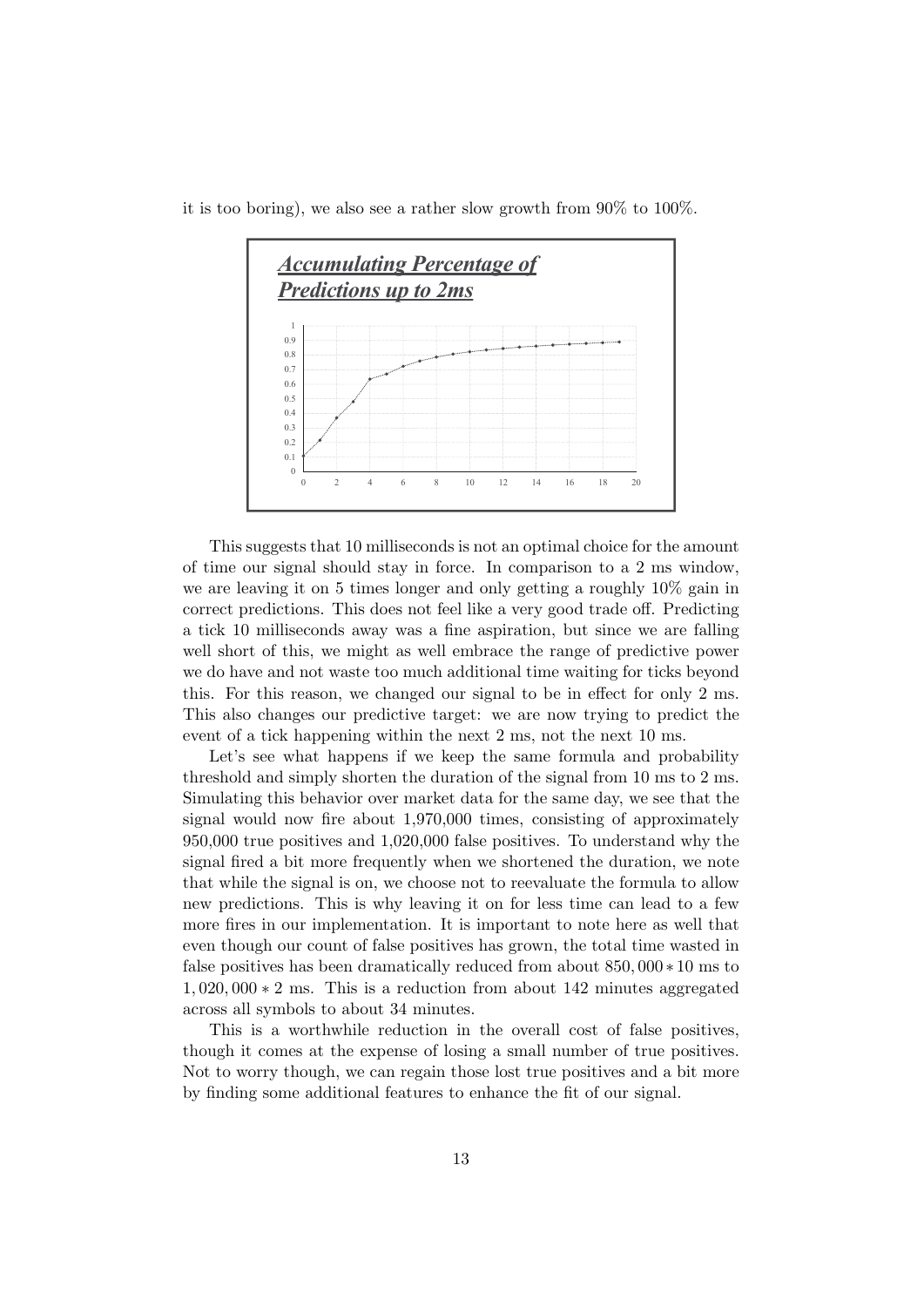it is too boring), we also see a rather slow growth from 90% to 100%.

***Accumulating Percentage of Predictions up to 2ms***

1
0.9
0.8
0.7
0.6
0.5
0.4
0.3
0.2
0.1
0

0 2 4 6 8 10 12 14 16 18 20

This suggests that 10 milliseconds is not an optimal choice for the amount of time our signal should stay in force. In comparison to a 2 ms window, we are leaving it on 5 times longer and only getting a roughly 10% gain in correct predictions. This does not feel like a very good trade off. Predicting a tick 10 milliseconds away was a fine aspiration, but since we are falling well short of this, we might as well embrace the range of predictive power we do have and not waste too much additional time waiting for ticks beyond this. For this reason, we changed our signal to be in effect for only 2 ms. This also changes our predictive target: we are now trying to predict the event of a tick happening within the next 2 ms, not the next 10 ms.

Let's see what happens if we keep the same formula and probability threshold and simply shorten the duration of the signal from 10 ms to 2 ms. Simulating this behavior over market data for the same day, we see that the signal would now fire about 1,970,000 times, consisting of approximately 950,000 true positives and 1,020,000 false positives. To understand why the signal fired a bit more frequently when we shortened the duration, we note that while the signal is on, we choose not to reevaluate the formula to allow new predictions. This is why leaving it on for less time can lead to a few more fires in our implementation. It is important to note here as well that even though our count of false positives has grown, the total time wasted in false positives has been dramatically reduced from about $850,000 * 10$ ms to $1,020,000 * 2$ ms. This is a reduction from about 142 minutes aggregated across all symbols to about 34 minutes.

This is a worthwhile reduction in the overall cost of false positives, though it comes at the expense of losing a small number of true positives. Not to worry though, we can regain those lost true positives and a bit more by finding some additional features to enhance the fit of our signal.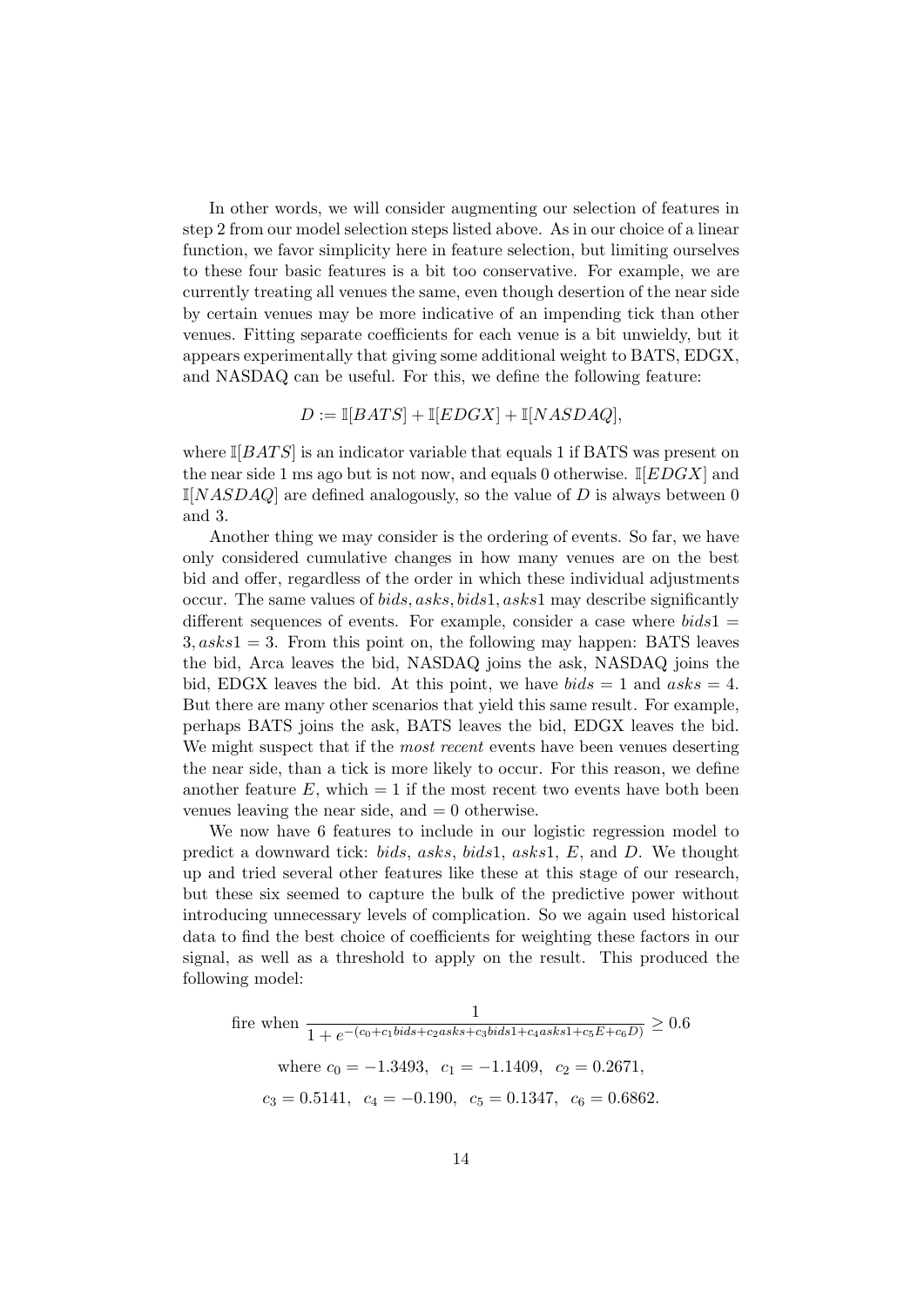In other words, we will consider augmenting our selection of features in step 2 from our model selection steps listed above. As in our choice of a linear function, we favor simplicity here in feature selection, but limiting ourselves to these four basic features is a bit too conservative. For example, we are currently treating all venues the same, even though desertion of the near side by certain venues may be more indicative of an impending tick than other venues. Fitting separate coefficients for each venue is a bit unwieldy, but it appears experimentally that giving some additional weight to BATS, EDGX, and NASDAQ can be useful. For this, we define the following feature:

$$D := \mathbb{I}[BATS] + \mathbb{I}[EDGX] + \mathbb{I}[NASDAQ],$$

where $\mathbb{I}[BATS]$ is an indicator variable that equals 1 if BATS was present on the near side 1 ms ago but is not now, and equals 0 otherwise. $\mathbb{I}[EDGX]$ and $\mathbb{I}[NASDAQ]$ are defined analogously, so the value of $D$ is always between 0 and 3.

Another thing we may consider is the ordering of events. So far, we have only considered cumulative changes in how many venues are on the best bid and offer, regardless of the order in which these individual adjustments occur. The same values of $bids, asks, bids1, asks1$ may describe significantly different sequences of events. For example, consider a case where $bids1 = 3, asks1 = 3$. From this point on, the following may happen: BATS leaves the bid, Arca leaves the bid, NASDAQ joins the ask, NASDAQ joins the bid, EDGX leaves the bid. At this point, we have $bids = 1$ and $asks = 4$. But there are many other scenarios that yield this same result. For example, perhaps BATS joins the ask, BATS leaves the bid, EDGX leaves the bid. We might suspect that if the *most recent* events have been venues deserting the near side, than a tick is more likely to occur. For this reason, we define another feature $E$, which $= 1$ if the most recent two events have both been venues leaving the near side, and $= 0$ otherwise.

We now have 6 features to include in our logistic regression model to predict a downward tick: $bids$, $asks$, $bids1$, $asks1$, $E$, and $D$. We thought up and tried several other features like these at this stage of our research, but these six seemed to capture the bulk of the predictive power without introducing unnecessary levels of complication. So we again used historical data to find the best choice of coefficients for weighting these factors in our signal, as well as a threshold to apply on the result. This produced the following model:

$$\text{fire when } \frac{1}{1 + e^{-(c_0 + c_1 bids + c_2 asks + c_3 bids1 + c_4 asks1 + c_5 E + c_6 D)}} \geq 0.6$$

$$\text{where } c_0 = -1.3493, \;\; c_1 = -1.1409, \;\; c_2 = 0.2671,$$

$$c_3 = 0.5141, \;\; c_4 = -0.190, \;\; c_5 = 0.1347, \;\; c_6 = 0.6862.$$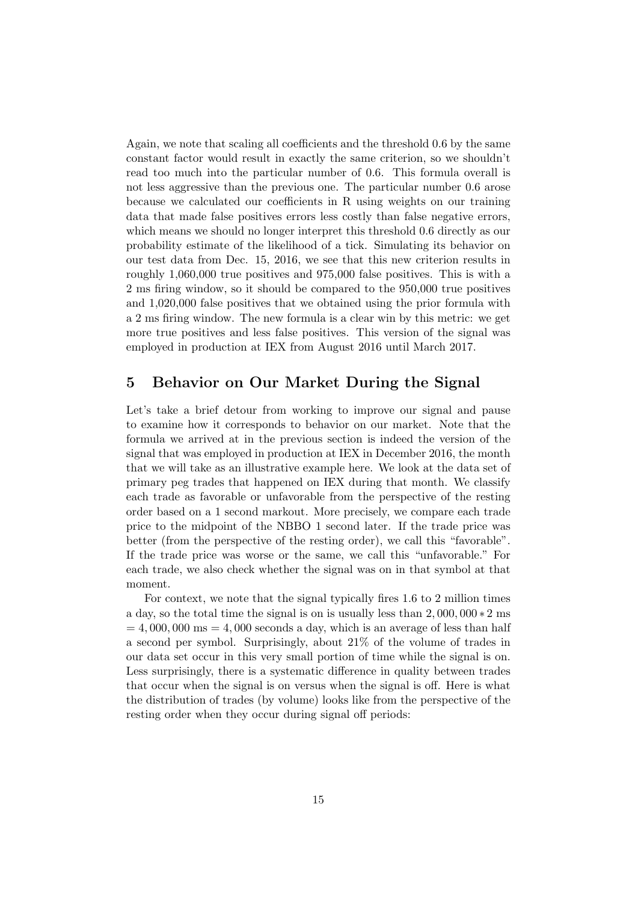Again, we note that scaling all coefficients and the threshold 0.6 by the same constant factor would result in exactly the same criterion, so we shouldn't read too much into the particular number of 0.6. This formula overall is not less aggressive than the previous one. The particular number 0.6 arose because we calculated our coefficients in R using weights on our training data that made false positives errors less costly than false negative errors, which means we should no longer interpret this threshold 0.6 directly as our probability estimate of the likelihood of a tick. Simulating its behavior on our test data from Dec. 15, 2016, we see that this new criterion results in roughly 1,060,000 true positives and 975,000 false positives. This is with a 2 ms firing window, so it should be compared to the 950,000 true positives and 1,020,000 false positives that we obtained using the prior formula with a 2 ms firing window. The new formula is a clear win by this metric: we get more true positives and less false positives. This version of the signal was employed in production at IEX from August 2016 until March 2017.

## 5 Behavior on Our Market During the Signal

Let's take a brief detour from working to improve our signal and pause to examine how it corresponds to behavior on our market. Note that the formula we arrived at in the previous section is indeed the version of the signal that was employed in production at IEX in December 2016, the month that we will take as an illustrative example here. We look at the data set of primary peg trades that happened on IEX during that month. We classify each trade as favorable or unfavorable from the perspective of the resting order based on a 1 second markout. More precisely, we compare each trade price to the midpoint of the NBBO 1 second later. If the trade price was better (from the perspective of the resting order), we call this "favorable". If the trade price was worse or the same, we call this "unfavorable." For each trade, we also check whether the signal was on in that symbol at that moment.

For context, we note that the signal typically fires 1.6 to 2 million times a day, so the total time the signal is on is usually less than $2,000,000 * 2$ ms $= 4,000,000$ ms $= 4,000$ seconds a day, which is an average of less than half a second per symbol. Surprisingly, about 21% of the volume of trades in our data set occur in this very small portion of time while the signal is on. Less surprisingly, there is a systematic difference in quality between trades that occur when the signal is on versus when the signal is off. Here is what the distribution of trades (by volume) looks like from the perspective of the resting order when they occur during signal off periods: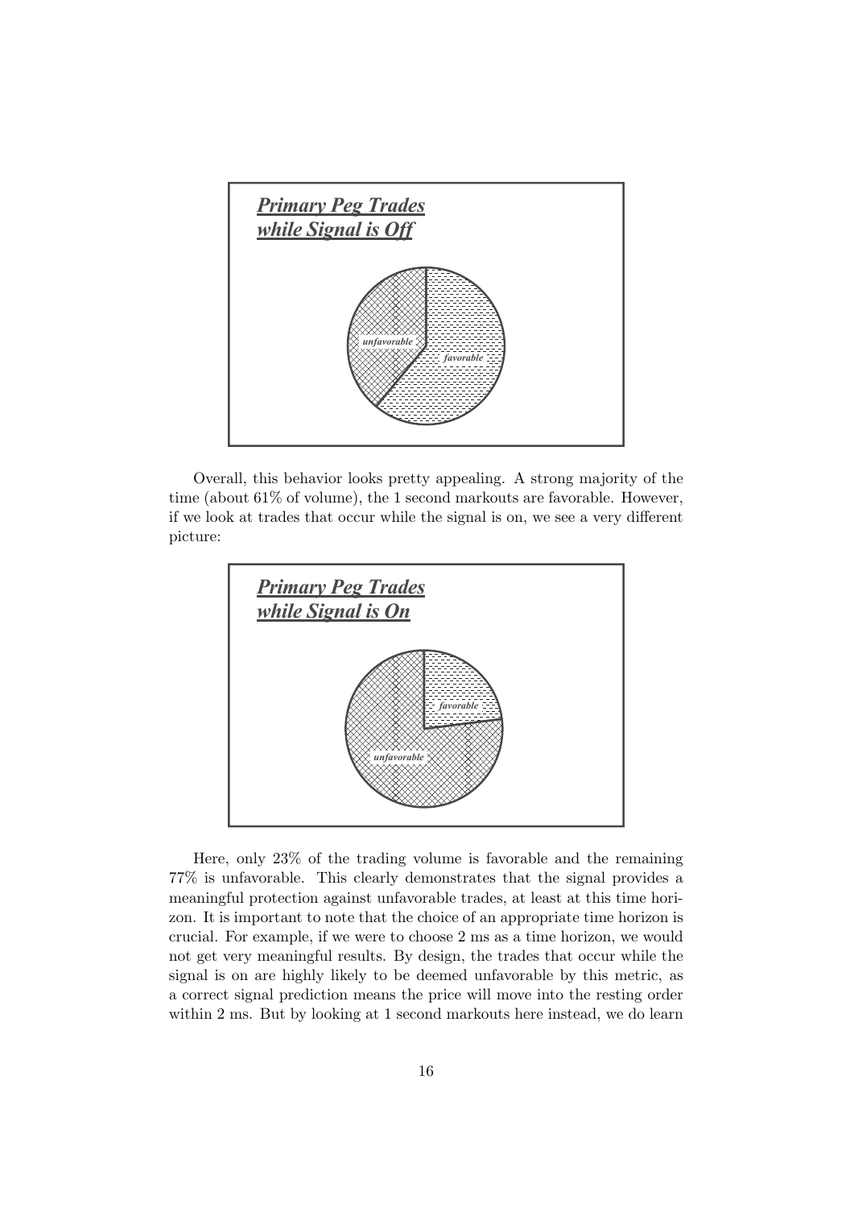Primary Peg Trades while Signal is Off

unfavorable

favorable

Overall, this behavior looks pretty appealing. A strong majority of the time (about 61% of volume), the 1 second markouts are favorable. However, if we look at trades that occur while the signal is on, we see a very different picture:

Primary Peg Trades while Signal is On

favorable

unfavorable

Here, only 23% of the trading volume is favorable and the remaining 77% is unfavorable. This clearly demonstrates that the signal provides a meaningful protection against unfavorable trades, at least at this time horizon. It is important to note that the choice of an appropriate time horizon is crucial. For example, if we were to choose 2 ms as a time horizon, we would not get very meaningful results. By design, the trades that occur while the signal is on are highly likely to be deemed unfavorable by this metric, as a correct signal prediction means the price will move into the resting order within 2 ms. But by looking at 1 second markouts here instead, we do learn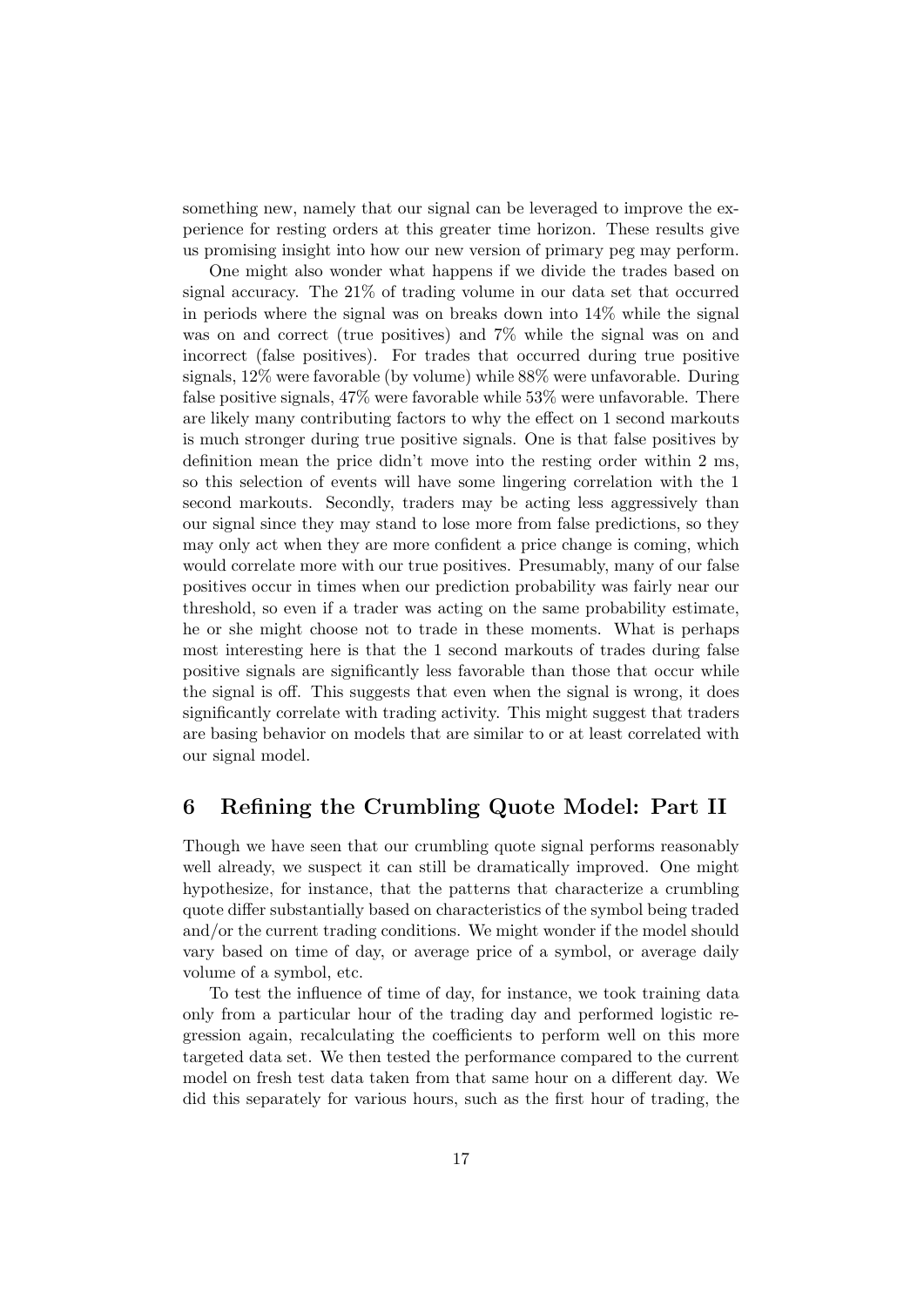something new, namely that our signal can be leveraged to improve the experience for resting orders at this greater time horizon. These results give us promising insight into how our new version of primary peg may perform.

One might also wonder what happens if we divide the trades based on signal accuracy. The 21% of trading volume in our data set that occurred in periods where the signal was on breaks down into 14% while the signal was on and correct (true positives) and 7% while the signal was on and incorrect (false positives). For trades that occurred during true positive signals, 12% were favorable (by volume) while 88% were unfavorable. During false positive signals, 47% were favorable while 53% were unfavorable. There are likely many contributing factors to why the effect on 1 second markouts is much stronger during true positive signals. One is that false positives by definition mean the price didn't move into the resting order within 2 ms, so this selection of events will have some lingering correlation with the 1 second markouts. Secondly, traders may be acting less aggressively than our signal since they may stand to lose more from false predictions, so they may only act when they are more confident a price change is coming, which would correlate more with our true positives. Presumably, many of our false positives occur in times when our prediction probability was fairly near our threshold, so even if a trader was acting on the same probability estimate, he or she might choose not to trade in these moments. What is perhaps most interesting here is that the 1 second markouts of trades during false positive signals are significantly less favorable than those that occur while the signal is off. This suggests that even when the signal is wrong, it does significantly correlate with trading activity. This might suggest that traders are basing behavior on models that are similar to or at least correlated with our signal model.

## 6 Refining the Crumbling Quote Model: Part II

Though we have seen that our crumbling quote signal performs reasonably well already, we suspect it can still be dramatically improved. One might hypothesize, for instance, that the patterns that characterize a crumbling quote differ substantially based on characteristics of the symbol being traded and/or the current trading conditions. We might wonder if the model should vary based on time of day, or average price of a symbol, or average daily volume of a symbol, etc.

To test the influence of time of day, for instance, we took training data only from a particular hour of the trading day and performed logistic regression again, recalculating the coefficients to perform well on this more targeted data set. We then tested the performance compared to the current model on fresh test data taken from that same hour on a different day. We did this separately for various hours, such as the first hour of trading, the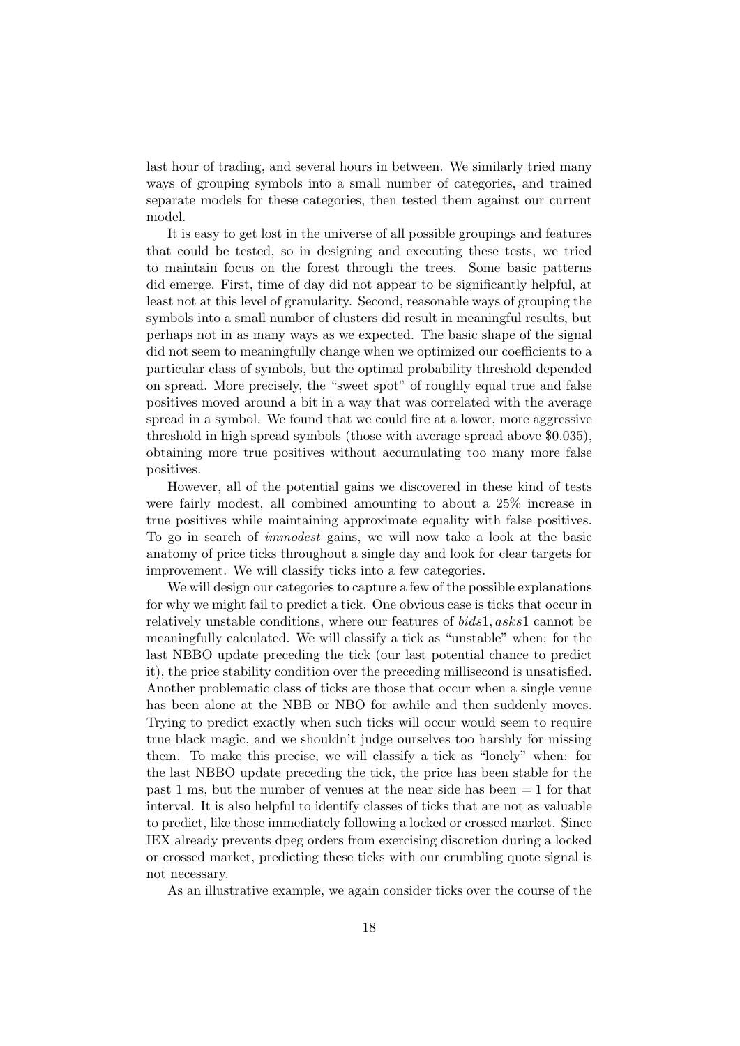last hour of trading, and several hours in between. We similarly tried many ways of grouping symbols into a small number of categories, and trained separate models for these categories, then tested them against our current model.

It is easy to get lost in the universe of all possible groupings and features that could be tested, so in designing and executing these tests, we tried to maintain focus on the forest through the trees. Some basic patterns did emerge. First, time of day did not appear to be significantly helpful, at least not at this level of granularity. Second, reasonable ways of grouping the symbols into a small number of clusters did result in meaningful results, but perhaps not in as many ways as we expected. The basic shape of the signal did not seem to meaningfully change when we optimized our coefficients to a particular class of symbols, but the optimal probability threshold depended on spread. More precisely, the "sweet spot" of roughly equal true and false positives moved around a bit in a way that was correlated with the average spread in a symbol. We found that we could fire at a lower, more aggressive threshold in high spread symbols (those with average spread above \$0.035), obtaining more true positives without accumulating too many more false positives.

However, all of the potential gains we discovered in these kind of tests were fairly modest, all combined amounting to about a 25% increase in true positives while maintaining approximate equality with false positives. To go in search of *immodest* gains, we will now take a look at the basic anatomy of price ticks throughout a single day and look for clear targets for improvement. We will classify ticks into a few categories.

We will design our categories to capture a few of the possible explanations for why we might fail to predict a tick. One obvious case is ticks that occur in relatively unstable conditions, where our features of $bids1, asks1$ cannot be meaningfully calculated. We will classify a tick as "unstable" when: for the last NBBO update preceding the tick (our last potential chance to predict it), the price stability condition over the preceding millisecond is unsatisfied. Another problematic class of ticks are those that occur when a single venue has been alone at the NBB or NBO for awhile and then suddenly moves. Trying to predict exactly when such ticks will occur would seem to require true black magic, and we shouldn't judge ourselves too harshly for missing them. To make this precise, we will classify a tick as "lonely" when: for the last NBBO update preceding the tick, the price has been stable for the past 1 ms, but the number of venues at the near side has been $= 1$ for that interval. It is also helpful to identify classes of ticks that are not as valuable to predict, like those immediately following a locked or crossed market. Since IEX already prevents dpeg orders from exercising discretion during a locked or crossed market, predicting these ticks with our crumbling quote signal is not necessary.

As an illustrative example, we again consider ticks over the course of the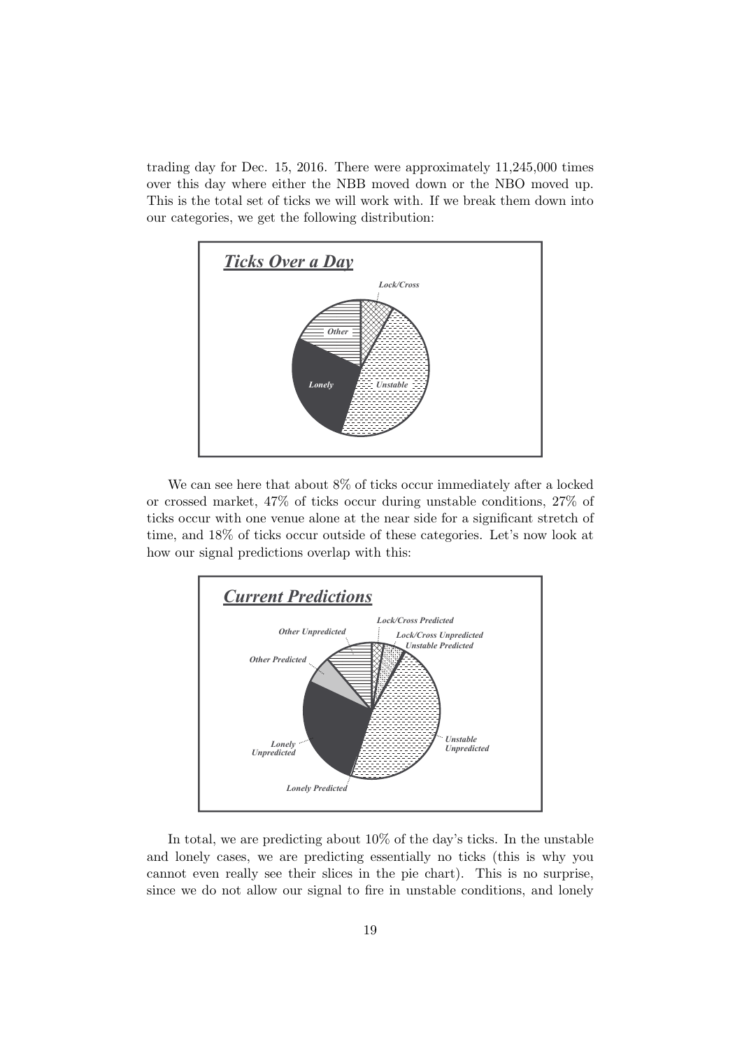trading day for Dec. 15, 2016. There were approximately 11,245,000 times over this day where either the NBB moved down or the NBO moved up. This is the total set of ticks we will work with. If we break them down into our categories, we get the following distribution:

***Ticks Over a Day***

Lock/Cross

Other

Lonely

Unstable

We can see here that about 8% of ticks occur immediately after a locked or crossed market, 47% of ticks occur during unstable conditions, 27% of ticks occur with one venue alone at the near side for a significant stretch of time, and 18% of ticks occur outside of these categories. Let's now look at how our signal predictions overlap with this:

***Current Predictions***

Lock/Cross Predicted

Other Unpredicted

Lock/Cross Unpredicted

Unstable Predicted

Other Predicted

Lonely Unpredicted

Unstable Unpredicted

Lonely Predicted

In total, we are predicting about 10% of the day's ticks. In the unstable and lonely cases, we are predicting essentially no ticks (this is why you cannot even really see their slices in the pie chart). This is no surprise, since we do not allow our signal to fire in unstable conditions, and lonely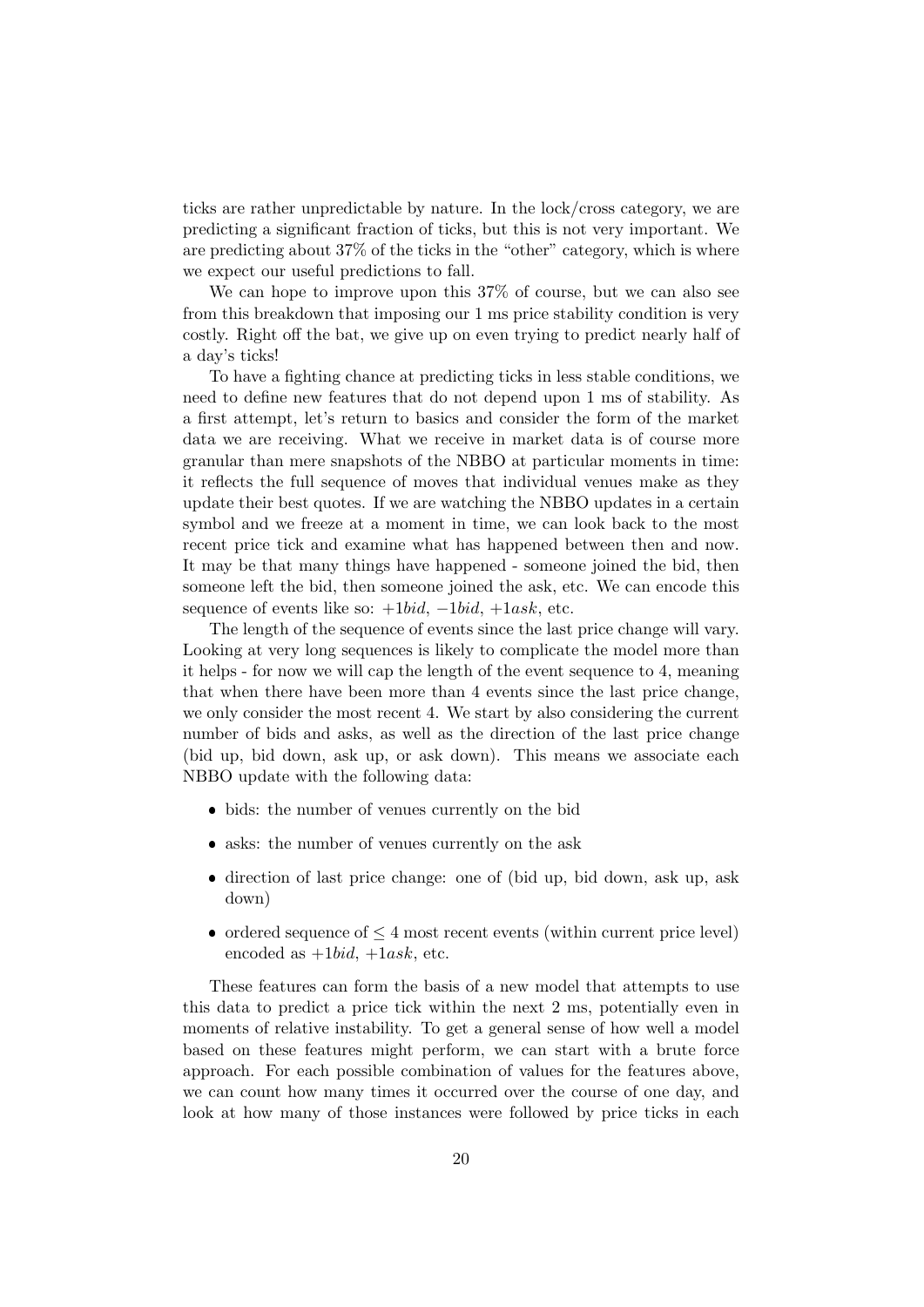ticks are rather unpredictable by nature. In the lock/cross category, we are predicting a significant fraction of ticks, but this is not very important. We are predicting about 37% of the ticks in the "other" category, which is where we expect our useful predictions to fall.

We can hope to improve upon this 37% of course, but we can also see from this breakdown that imposing our 1 ms price stability condition is very costly. Right off the bat, we give up on even trying to predict nearly half of a day's ticks!

To have a fighting chance at predicting ticks in less stable conditions, we need to define new features that do not depend upon 1 ms of stability. As a first attempt, let's return to basics and consider the form of the market data we are receiving. What we receive in market data is of course more granular than mere snapshots of the NBBO at particular moments in time: it reflects the full sequence of moves that individual venues make as they update their best quotes. If we are watching the NBBO updates in a certain symbol and we freeze at a moment in time, we can look back to the most recent price tick and examine what has happened between then and now. It may be that many things have happened - someone joined the bid, then someone left the bid, then someone joined the ask, etc. We can encode this sequence of events like so: $+1bid$, $-1bid$, $+1ask$, etc.

The length of the sequence of events since the last price change will vary. Looking at very long sequences is likely to complicate the model more than it helps - for now we will cap the length of the event sequence to 4, meaning that when there have been more than 4 events since the last price change, we only consider the most recent 4. We start by also considering the current number of bids and asks, as well as the direction of the last price change (bid up, bid down, ask up, or ask down). This means we associate each NBBO update with the following data:

- bids: the number of venues currently on the bid
- asks: the number of venues currently on the ask
- direction of last price change: one of (bid up, bid down, ask up, ask down)
- ordered sequence of $\leq 4$ most recent events (within current price level) encoded as $+1bid$, $+1ask$, etc.

These features can form the basis of a new model that attempts to use this data to predict a price tick within the next 2 ms, potentially even in moments of relative instability. To get a general sense of how well a model based on these features might perform, we can start with a brute force approach. For each possible combination of values for the features above, we can count how many times it occurred over the course of one day, and look at how many of those instances were followed by price ticks in each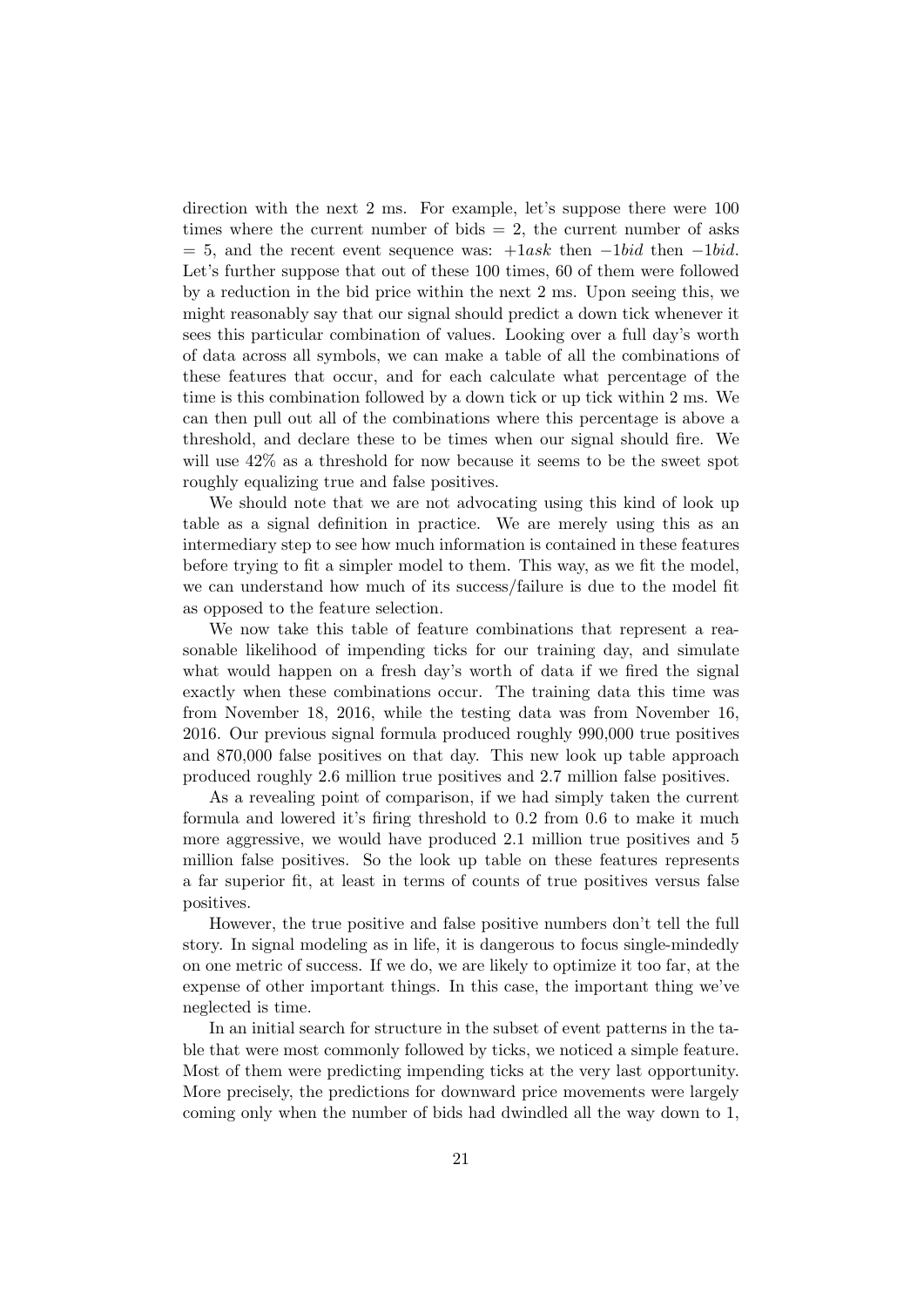direction with the next 2 ms. For example, let's suppose there were 100 times where the current number of bids = 2, the current number of asks = 5, and the recent event sequence was: $+1ask$ then $-1bid$ then $-1bid$. Let's further suppose that out of these 100 times, 60 of them were followed by a reduction in the bid price within the next 2 ms. Upon seeing this, we might reasonably say that our signal should predict a down tick whenever it sees this particular combination of values. Looking over a full day's worth of data across all symbols, we can make a table of all the combinations of these features that occur, and for each calculate what percentage of the time is this combination followed by a down tick or up tick within 2 ms. We can then pull out all of the combinations where this percentage is above a threshold, and declare these to be times when our signal should fire. We will use 42% as a threshold for now because it seems to be the sweet spot roughly equalizing true and false positives.

We should note that we are not advocating using this kind of look up table as a signal definition in practice. We are merely using this as an intermediary step to see how much information is contained in these features before trying to fit a simpler model to them. This way, as we fit the model, we can understand how much of its success/failure is due to the model fit as opposed to the feature selection.

We now take this table of feature combinations that represent a reasonable likelihood of impending ticks for our training day, and simulate what would happen on a fresh day's worth of data if we fired the signal exactly when these combinations occur. The training data this time was from November 18, 2016, while the testing data was from November 16, 2016. Our previous signal formula produced roughly 990,000 true positives and 870,000 false positives on that day. This new look up table approach produced roughly 2.6 million true positives and 2.7 million false positives.

As a revealing point of comparison, if we had simply taken the current formula and lowered it's firing threshold to 0.2 from 0.6 to make it much more aggressive, we would have produced 2.1 million true positives and 5 million false positives. So the look up table on these features represents a far superior fit, at least in terms of counts of true positives versus false positives.

However, the true positive and false positive numbers don't tell the full story. In signal modeling as in life, it is dangerous to focus single-mindedly on one metric of success. If we do, we are likely to optimize it too far, at the expense of other important things. In this case, the important thing we've neglected is time.

In an initial search for structure in the subset of event patterns in the table that were most commonly followed by ticks, we noticed a simple feature. Most of them were predicting impending ticks at the very last opportunity. More precisely, the predictions for downward price movements were largely coming only when the number of bids had dwindled all the way down to 1,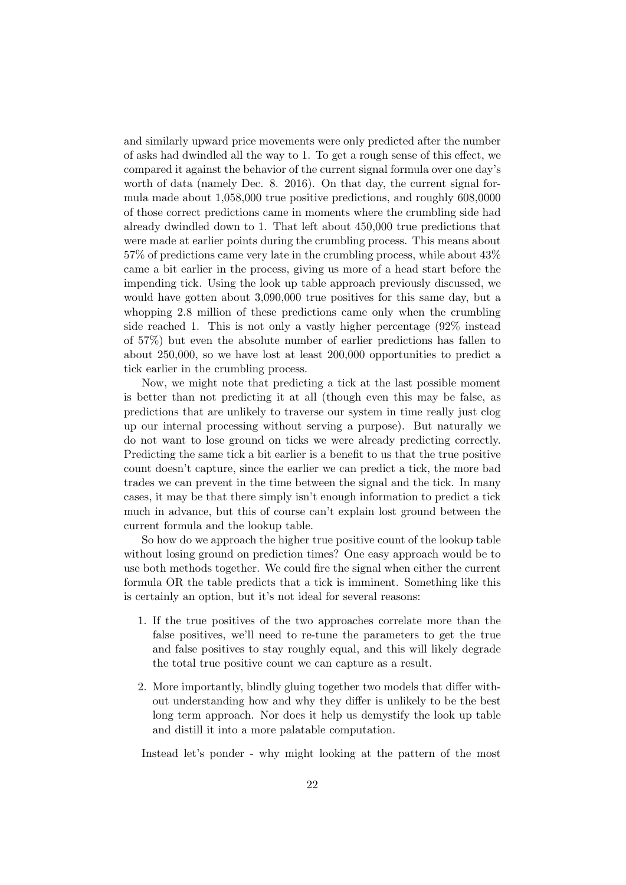and similarly upward price movements were only predicted after the number of asks had dwindled all the way to 1. To get a rough sense of this effect, we compared it against the behavior of the current signal formula over one day's worth of data (namely Dec. 8. 2016). On that day, the current signal formula made about 1,058,000 true positive predictions, and roughly 608,0000 of those correct predictions came in moments where the crumbling side had already dwindled down to 1. That left about 450,000 true predictions that were made at earlier points during the crumbling process. This means about 57% of predictions came very late in the crumbling process, while about 43% came a bit earlier in the process, giving us more of a head start before the impending tick. Using the look up table approach previously discussed, we would have gotten about 3,090,000 true positives for this same day, but a whopping 2.8 million of these predictions came only when the crumbling side reached 1. This is not only a vastly higher percentage (92% instead of 57%) but even the absolute number of earlier predictions has fallen to about 250,000, so we have lost at least 200,000 opportunities to predict a tick earlier in the crumbling process.

Now, we might note that predicting a tick at the last possible moment is better than not predicting it at all (though even this may be false, as predictions that are unlikely to traverse our system in time really just clog up our internal processing without serving a purpose). But naturally we do not want to lose ground on ticks we were already predicting correctly. Predicting the same tick a bit earlier is a benefit to us that the true positive count doesn't capture, since the earlier we can predict a tick, the more bad trades we can prevent in the time between the signal and the tick. In many cases, it may be that there simply isn't enough information to predict a tick much in advance, but this of course can't explain lost ground between the current formula and the lookup table.

So how do we approach the higher true positive count of the lookup table without losing ground on prediction times? One easy approach would be to use both methods together. We could fire the signal when either the current formula OR the table predicts that a tick is imminent. Something like this is certainly an option, but it's not ideal for several reasons:

1. If the true positives of the two approaches correlate more than the false positives, we'll need to re-tune the parameters to get the true and false positives to stay roughly equal, and this will likely degrade the total true positive count we can capture as a result.
2. More importantly, blindly gluing together two models that differ without understanding how and why they differ is unlikely to be the best long term approach. Nor does it help us demystify the look up table and distill it into a more palatable computation.

Instead let's ponder - why might looking at the pattern of the most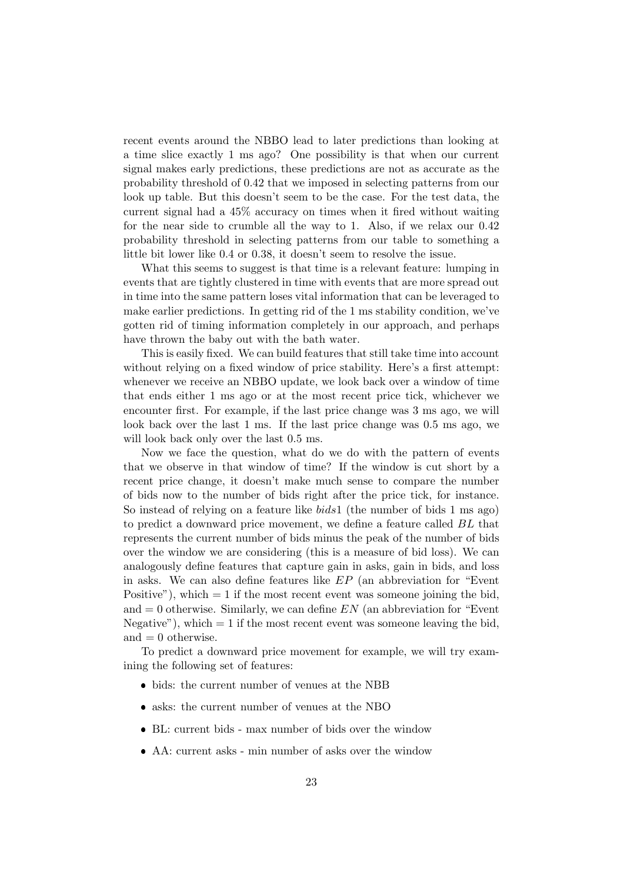recent events around the NBBO lead to later predictions than looking at a time slice exactly 1 ms ago? One possibility is that when our current signal makes early predictions, these predictions are not as accurate as the probability threshold of 0.42 that we imposed in selecting patterns from our look up table. But this doesn't seem to be the case. For the test data, the current signal had a 45% accuracy on times when it fired without waiting for the near side to crumble all the way to 1. Also, if we relax our 0.42 probability threshold in selecting patterns from our table to something a little bit lower like 0.4 or 0.38, it doesn't seem to resolve the issue.

What this seems to suggest is that time is a relevant feature: lumping in events that are tightly clustered in time with events that are more spread out in time into the same pattern loses vital information that can be leveraged to make earlier predictions. In getting rid of the 1 ms stability condition, we've gotten rid of timing information completely in our approach, and perhaps have thrown the baby out with the bath water.

This is easily fixed. We can build features that still take time into account without relying on a fixed window of price stability. Here's a first attempt: whenever we receive an NBBO update, we look back over a window of time that ends either 1 ms ago or at the most recent price tick, whichever we encounter first. For example, if the last price change was 3 ms ago, we will look back over the last 1 ms. If the last price change was 0.5 ms ago, we will look back only over the last 0.5 ms.

Now we face the question, what do we do with the pattern of events that we observe in that window of time? If the window is cut short by a recent price change, it doesn't make much sense to compare the number of bids now to the number of bids right after the price tick, for instance. So instead of relying on a feature like $bids1$ (the number of bids 1 ms ago) to predict a downward price movement, we define a feature called $BL$ that represents the current number of bids minus the peak of the number of bids over the window we are considering (this is a measure of bid loss). We can analogously define features that capture gain in asks, gain in bids, and loss in asks. We can also define features like $EP$ (an abbreviation for "Event Positive"), which $= 1$ if the most recent event was someone joining the bid, and $= 0$ otherwise. Similarly, we can define $EN$ (an abbreviation for "Event Negative"), which $= 1$ if the most recent event was someone leaving the bid, and $= 0$ otherwise.

To predict a downward price movement for example, we will try examining the following set of features:

- bids: the current number of venues at the NBB
- asks: the current number of venues at the NBO
- BL: current bids - max number of bids over the window
- AA: current asks - min number of asks over the window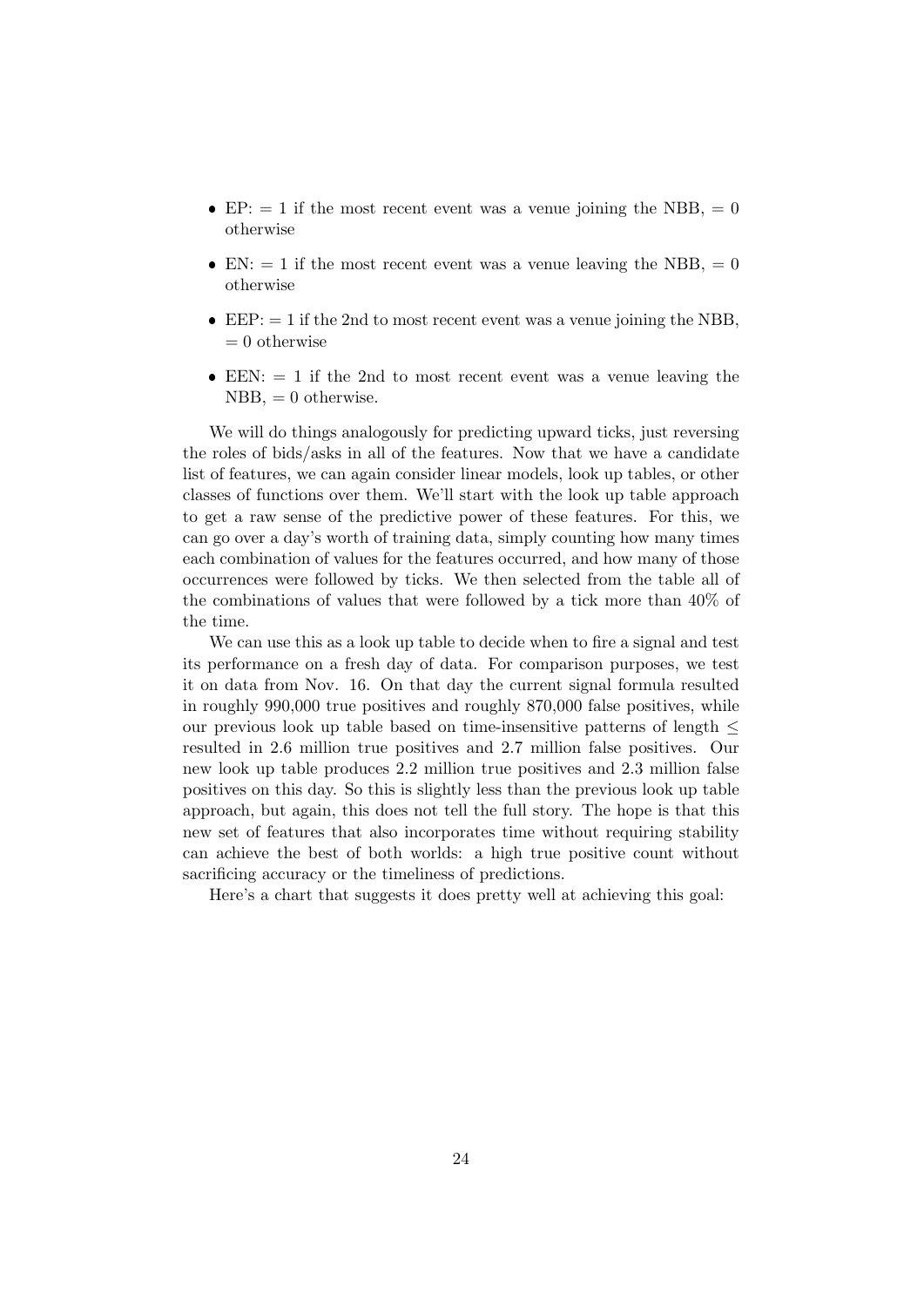- EP: = 1 if the most recent event was a venue joining the NBB, = 0 otherwise
- EN: = 1 if the most recent event was a venue leaving the NBB, = 0 otherwise
- EEP: = 1 if the 2nd to most recent event was a venue joining the NBB, = 0 otherwise
- EEN: = 1 if the 2nd to most recent event was a venue leaving the NBB, = 0 otherwise.

We will do things analogously for predicting upward ticks, just reversing the roles of bids/asks in all of the features. Now that we have a candidate list of features, we can again consider linear models, look up tables, or other classes of functions over them. We'll start with the look up table approach to get a raw sense of the predictive power of these features. For this, we can go over a day's worth of training data, simply counting how many times each combination of values for the features occurred, and how many of those occurrences were followed by ticks. We then selected from the table all of the combinations of values that were followed by a tick more than 40% of the time.

We can use this as a look up table to decide when to fire a signal and test its performance on a fresh day of data. For comparison purposes, we test it on data from Nov. 16. On that day the current signal formula resulted in roughly 990,000 true positives and roughly 870,000 false positives, while our previous look up table based on time-insensitive patterns of length $\leq$ resulted in 2.6 million true positives and 2.7 million false positives. Our new look up table produces 2.2 million true positives and 2.3 million false positives on this day. So this is slightly less than the previous look up table approach, but again, this does not tell the full story. The hope is that this new set of features that also incorporates time without requiring stability can achieve the best of both worlds: a high true positive count without sacrificing accuracy or the timeliness of predictions.

Here's a chart that suggests it does pretty well at achieving this goal: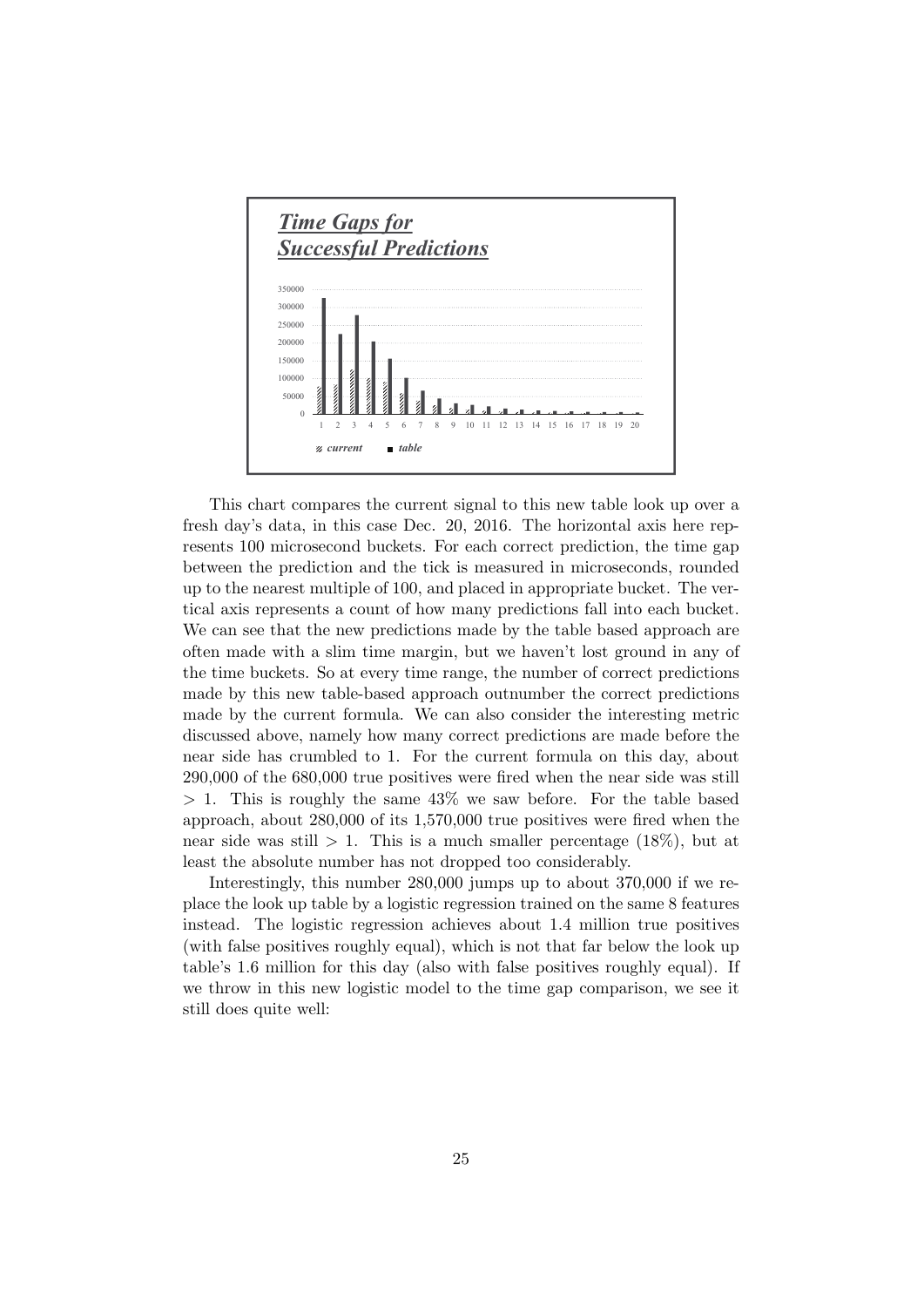***Time Gaps for Successful Predictions***

350000
300000
250000
200000
150000
100000
50000
0

1 2 3 4 5 6 7 8 9 10 11 12 13 14 15 16 17 18 19 20

*current* *table*

This chart compares the current signal to this new table look up over a fresh day's data, in this case Dec. 20, 2016. The horizontal axis here represents 100 microsecond buckets. For each correct prediction, the time gap between the prediction and the tick is measured in microseconds, rounded up to the nearest multiple of 100, and placed in appropriate bucket. The vertical axis represents a count of how many predictions fall into each bucket. We can see that the new predictions made by the table based approach are often made with a slim time margin, but we haven't lost ground in any of the time buckets. So at every time range, the number of correct predictions made by this new table-based approach outnumber the correct predictions made by the current formula. We can also consider the interesting metric discussed above, namely how many correct predictions are made before the near side has crumbled to 1. For the current formula on this day, about 290,000 of the 680,000 true positives were fired when the near side was still $> 1$. This is roughly the same 43% we saw before. For the table based approach, about 280,000 of its 1,570,000 true positives were fired when the near side was still $> 1$. This is a much smaller percentage (18%), but at least the absolute number has not dropped too considerably.

Interestingly, this number 280,000 jumps up to about 370,000 if we replace the look up table by a logistic regression trained on the same 8 features instead. The logistic regression achieves about 1.4 million true positives (with false positives roughly equal), which is not that far below the look up table's 1.6 million for this day (also with false positives roughly equal). If we throw in this new logistic model to the time gap comparison, we see it still does quite well: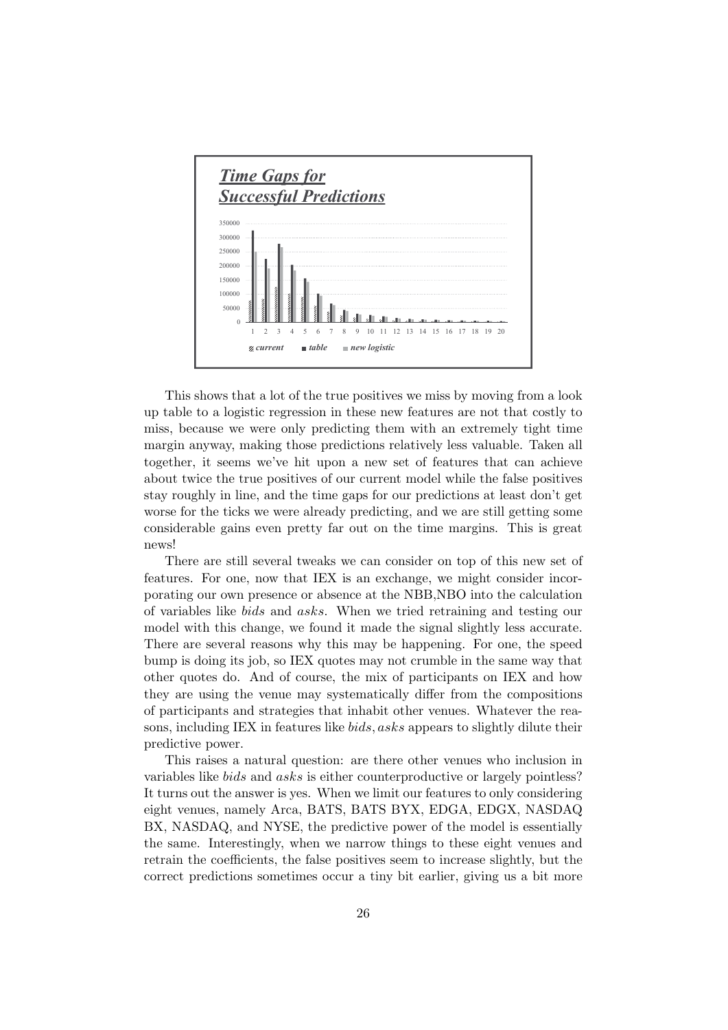***Time Gaps for Successful Predictions***

350000
300000
250000
200000
150000
100000
50000
0

1 2 3 4 5 6 7 8 9 10 11 12 13 14 15 16 17 18 19 20

*current* *table* *new logistic*

This shows that a lot of the true positives we miss by moving from a look up table to a logistic regression in these new features are not that costly to miss, because we were only predicting them with an extremely tight time margin anyway, making those predictions relatively less valuable. Taken all together, it seems we've hit upon a new set of features that can achieve about twice the true positives of our current model while the false positives stay roughly in line, and the time gaps for our predictions at least don't get worse for the ticks we were already predicting, and we are still getting some considerable gains even pretty far out on the time margins. This is great news!

There are still several tweaks we can consider on top of this new set of features. For one, now that IEX is an exchange, we might consider incorporating our own presence or absence at the NBB,NBO into the calculation of variables like *bids* and *asks*. When we tried retraining and testing our model with this change, we found it made the signal slightly less accurate. There are several reasons why this may be happening. For one, the speed bump is doing its job, so IEX quotes may not crumble in the same way that other quotes do. And of course, the mix of participants on IEX and how they are using the venue may systematically differ from the compositions of participants and strategies that inhabit other venues. Whatever the reasons, including IEX in features like *bids*, *asks* appears to slightly dilute their predictive power.

This raises a natural question: are there other venues who inclusion in variables like *bids* and *asks* is either counterproductive or largely pointless? It turns out the answer is yes. When we limit our features to only considering eight venues, namely Arca, BATS, BATS BYX, EDGA, EDGX, NASDAQ BX, NASDAQ, and NYSE, the predictive power of the model is essentially the same. Interestingly, when we narrow things to these eight venues and retrain the coefficients, the false positives seem to increase slightly, but the correct predictions sometimes occur a tiny bit earlier, giving us a bit more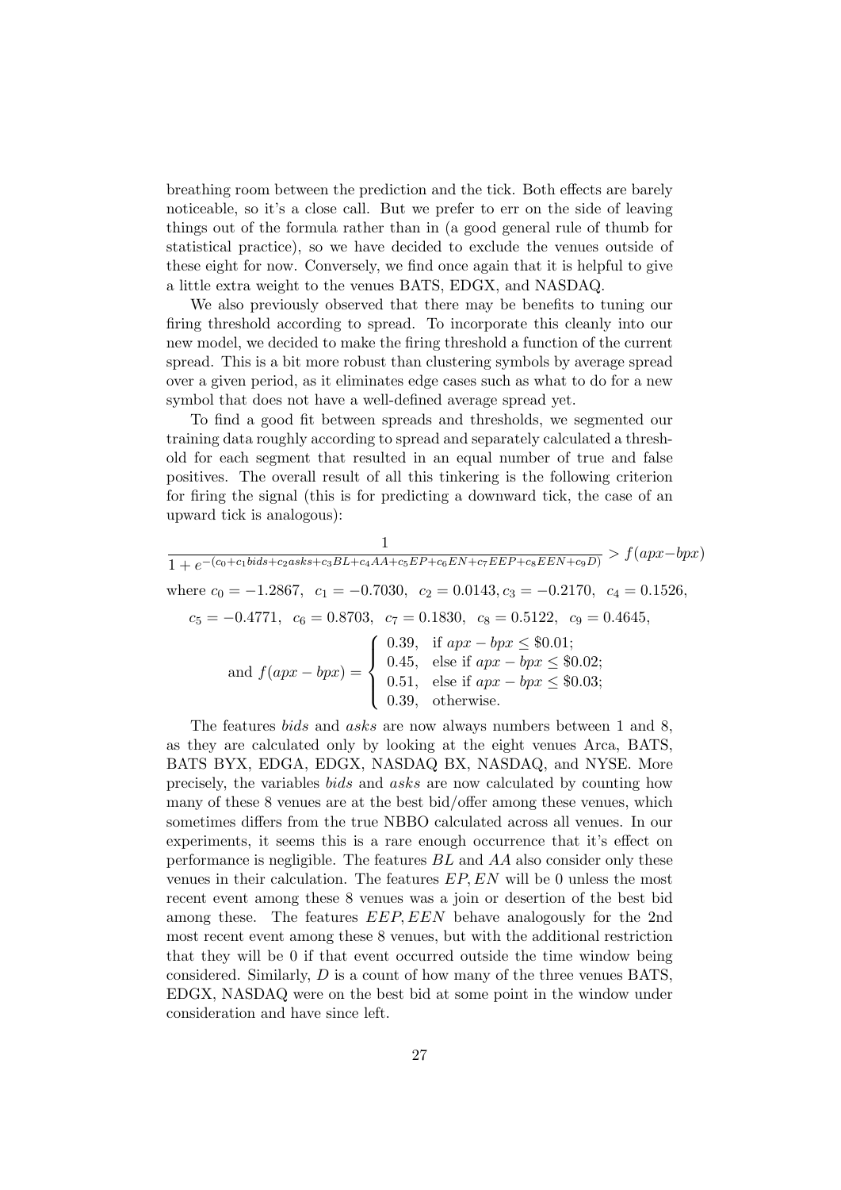breathing room between the prediction and the tick. Both effects are barely noticeable, so it's a close call. But we prefer to err on the side of leaving things out of the formula rather than in (a good general rule of thumb for statistical practice), so we have decided to exclude the venues outside of these eight for now. Conversely, we find once again that it is helpful to give a little extra weight to the venues BATS, EDGX, and NASDAQ.

We also previously observed that there may be benefits to tuning our firing threshold according to spread. To incorporate this cleanly into our new model, we decided to make the firing threshold a function of the current spread. This is a bit more robust than clustering symbols by average spread over a given period, as it eliminates edge cases such as what to do for a new symbol that does not have a well-defined average spread yet.

To find a good fit between spreads and thresholds, we segmented our training data roughly according to spread and separately calculated a threshold for each segment that resulted in an equal number of true and false positives. The overall result of all this tinkering is the following criterion for firing the signal (this is for predicting a downward tick, the case of an upward tick is analogous):

$$\frac{1}{1+e^{-(c_0+c_1 bids+c_2 asks+c_3 BL+c_4 AA+c_5 EP+c_6 EN+c_7 EEP+c_8 EEN+c_9 D)}} > f(apx-bpx)$$

where $c_0 = -1.2867,\ \ c_1 = -0.7030,\ \ c_2 = 0.0143, c_3 = -0.2170,\ \ c_4 = 0.1526,$

$$c_5 = -0.4771,\ \ c_6 = 0.8703,\ \ c_7 = 0.1830,\ \ c_8 = 0.5122,\ \ c_9 = 0.4645,$$

$$\text{and } f(apx-bpx) = \begin{cases} 0.39, & \text{if } apx - bpx \leq \$0.01; \\ 0.45, & \text{else if } apx - bpx \leq \$0.02; \\ 0.51, & \text{else if } apx - bpx \leq \$0.03; \\ 0.39, & \text{otherwise.} \end{cases}$$

The features *bids* and *asks* are now always numbers between 1 and 8, as they are calculated only by looking at the eight venues Arca, BATS, BATS BYX, EDGA, EDGX, NASDAQ BX, NASDAQ, and NYSE. More precisely, the variables *bids* and *asks* are now calculated by counting how many of these 8 venues are at the best bid/offer among these venues, which sometimes differs from the true NBBO calculated across all venues. In our experiments, it seems this is a rare enough occurrence that it's effect on performance is negligible. The features $BL$ and $AA$ also consider only these venues in their calculation. The features $EP, EN$ will be 0 unless the most recent event among these 8 venues was a join or desertion of the best bid among these. The features $EEP, EEN$ behave analogously for the 2nd most recent event among these 8 venues, but with the additional restriction that they will be 0 if that event occurred outside the time window being considered. Similarly, $D$ is a count of how many of the three venues BATS, EDGX, NASDAQ were on the best bid at some point in the window under consideration and have since left.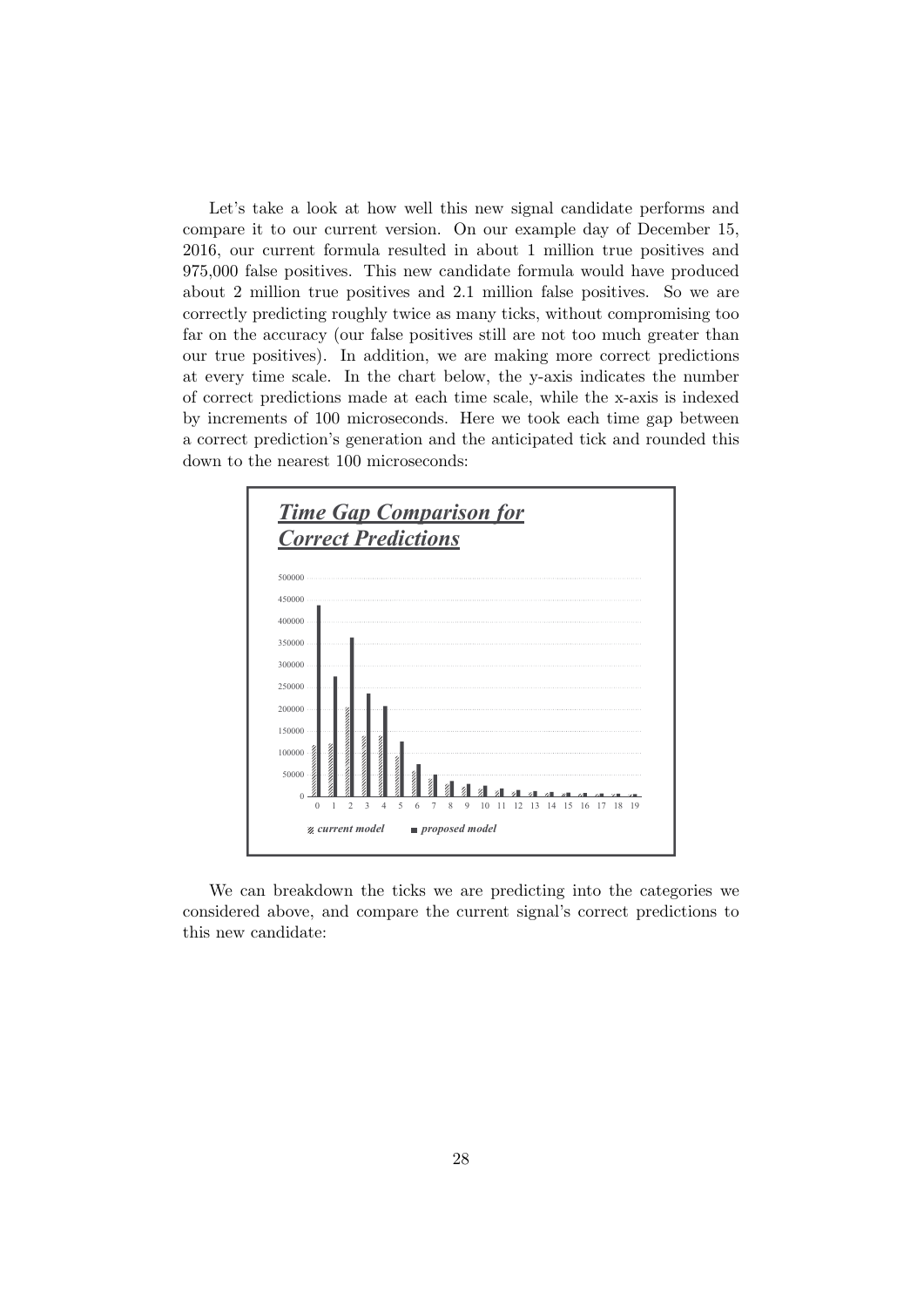Let's take a look at how well this new signal candidate performs and compare it to our current version. On our example day of December 15, 2016, our current formula resulted in about 1 million true positives and 975,000 false positives. This new candidate formula would have produced about 2 million true positives and 2.1 million false positives. So we are correctly predicting roughly twice as many ticks, without compromising too far on the accuracy (our false positives still are not too much greater than our true positives). In addition, we are making more correct predictions at every time scale. In the chart below, the y-axis indicates the number of correct predictions made at each time scale, while the x-axis is indexed by increments of 100 microseconds. Here we took each time gap between a correct prediction's generation and the anticipated tick and rounded this down to the nearest 100 microseconds:

***Time Gap Comparison for Correct Predictions***

500000
450000
400000
350000
300000
250000
200000
150000
100000
50000
0

0 1 2 3 4 5 6 7 8 9 10 11 12 13 14 15 16 17 18 19

*current model* *proposed model*

We can breakdown the ticks we are predicting into the categories we considered above, and compare the current signal's correct predictions to this new candidate: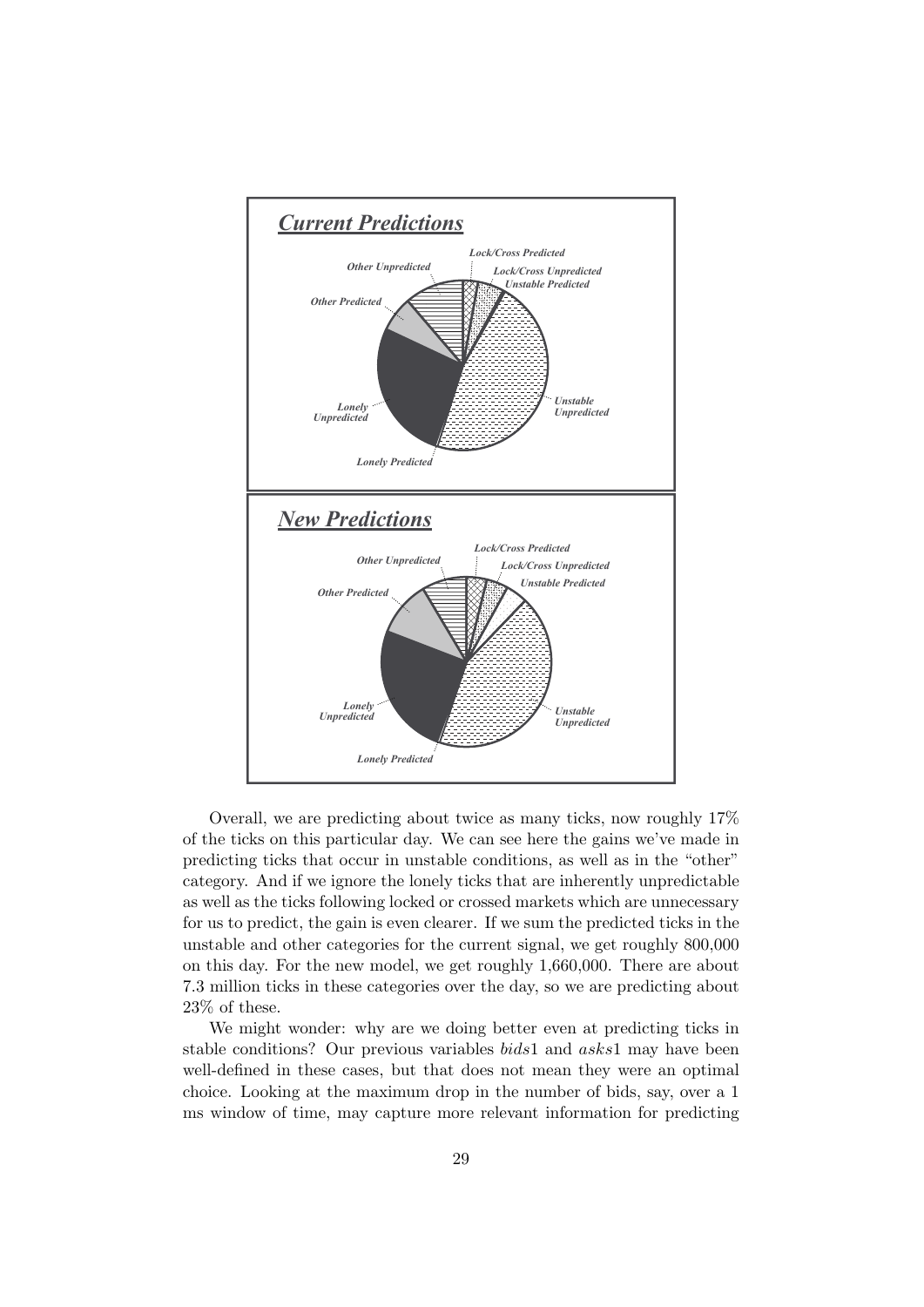Current Predictions

Lock/Cross Predicted

Other Unpredicted

Lock/Cross Unpredicted

Unstable Predicted

Other Predicted

Unstable Unpredicted

Lonely Unpredicted

Lonely Predicted

New Predictions

Lock/Cross Predicted

Other Unpredicted

Lock/Cross Unpredicted

Unstable Predicted

Other Predicted

Lonely Unpredicted

Unstable Unpredicted

Lonely Predicted

Overall, we are predicting about twice as many ticks, now roughly 17% of the ticks on this particular day. We can see here the gains we've made in predicting ticks that occur in unstable conditions, as well as in the "other" category. And if we ignore the lonely ticks that are inherently unpredictable as well as the ticks following locked or crossed markets which are unnecessary for us to predict, the gain is even clearer. If we sum the predicted ticks in the unstable and other categories for the current signal, we get roughly 800,000 on this day. For the new model, we get roughly 1,660,000. There are about 7.3 million ticks in these categories over the day, so we are predicting about 23% of these.

We might wonder: why are we doing better even at predicting ticks in stable conditions? Our previous variables $bids1$ and $asks1$ may have been well-defined in these cases, but that does not mean they were an optimal choice. Looking at the maximum drop in the number of bids, say, over a 1 ms window of time, may capture more relevant information for predicting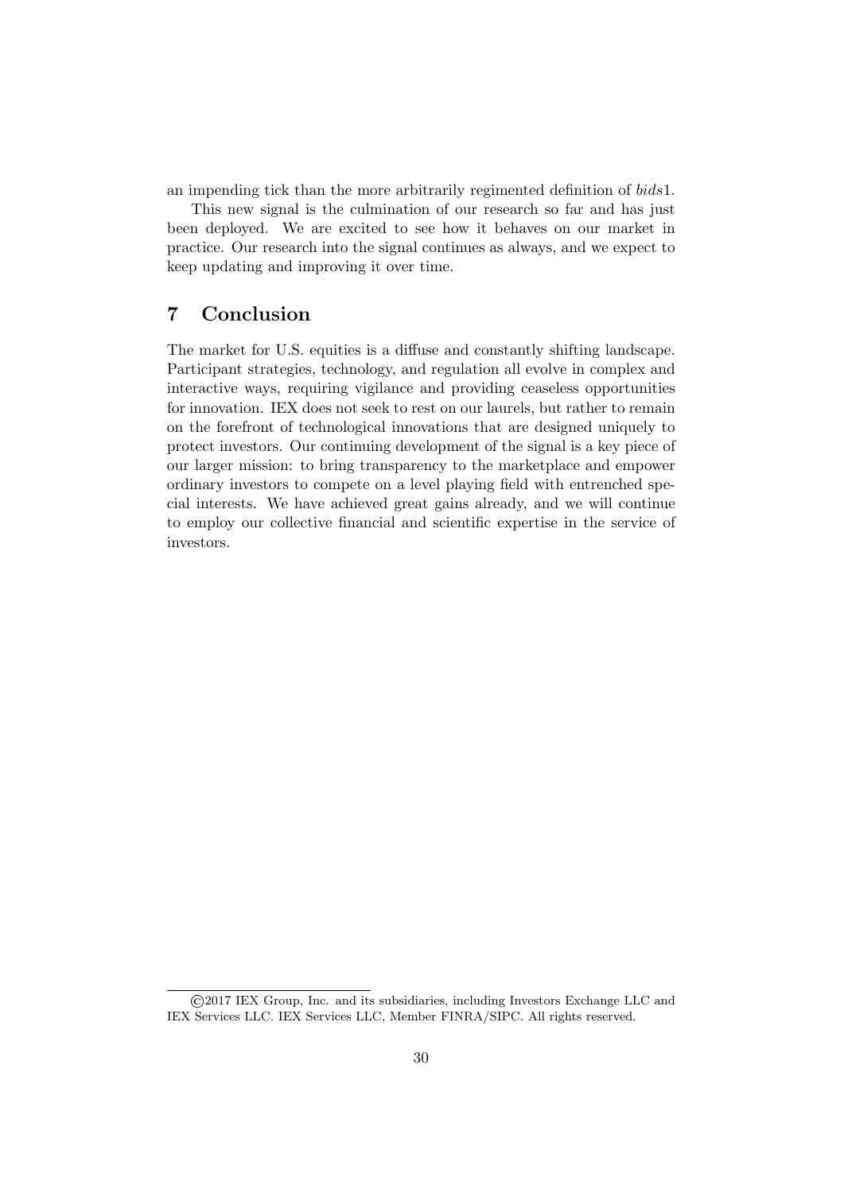an impending tick than the more arbitrarily regimented definition of *bids*1.

This new signal is the culmination of our research so far and has just been deployed. We are excited to see how it behaves on our market in practice. Our research into the signal continues as always, and we expect to keep updating and improving it over time.

## 7 Conclusion

The market for U.S. equities is a diffuse and constantly shifting landscape. Participant strategies, technology, and regulation all evolve in complex and interactive ways, requiring vigilance and providing ceaseless opportunities for innovation. IEX does not seek to rest on our laurels, but rather to remain on the forefront of technological innovations that are designed uniquely to protect investors. Our continuing development of the signal is a key piece of our larger mission: to bring transparency to the marketplace and empower ordinary investors to compete on a level playing field with entrenched special interests. We have achieved great gains already, and we will continue to employ our collective financial and scientific expertise in the service of investors.

---

©2017 IEX Group, Inc. and its subsidiaries, including Investors Exchange LLC and IEX Services LLC. IEX Services LLC, Member FINRA/SIPC. All rights reserved.